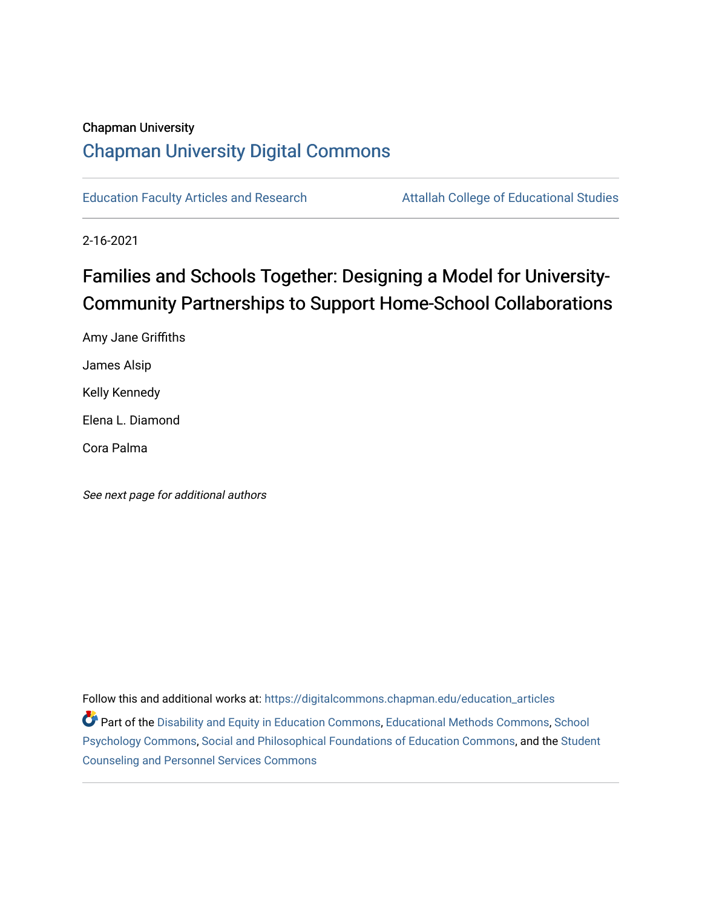Chapman University

# Chapman University Digital Commons

Education Faculty Articles and Research | Attallah College of Educational Studies

2-16-2021

## Families and Schools Together: Designing a Model for University-Community Partnerships to Support Home-School Collaborations

Amy Jane Griffiths

James Alsip

Kelly Kennedy

Elena L. Diamond

Cora Palma

*See next page for additional authors*

Follow this and additional works at: https://digitalcommons.chapman.edu/education_articles

Part of the Disability and Equity in Education Commons, Educational Methods Commons, School Psychology Commons, Social and Philosophical Foundations of Education Commons, and the Student Counseling and Personnel Services Commons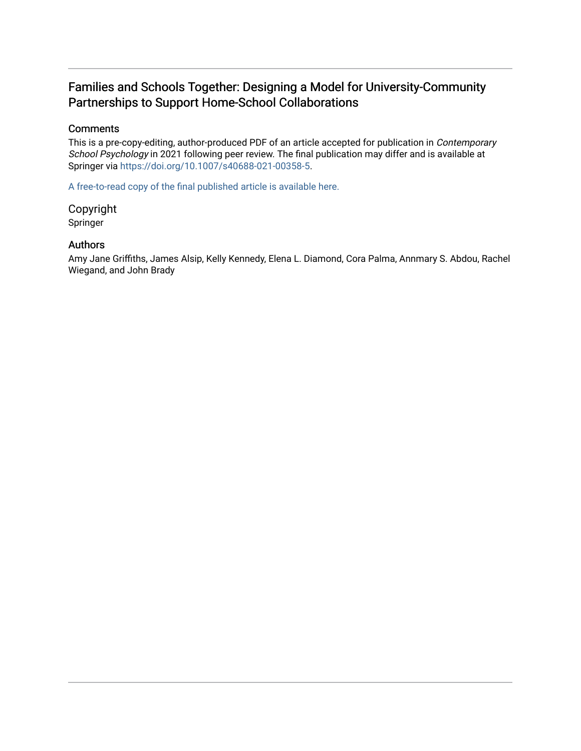# Families and Schools Together: Designing a Model for University-Community Partnerships to Support Home-School Collaborations

## Comments

This is a pre-copy-editing, author-produced PDF of an article accepted for publication in *Contemporary School Psychology* in 2021 following peer review. The final publication may differ and is available at Springer via https://doi.org/10.1007/s40688-021-00358-5.

A free-to-read copy of the final published article is available here.

## Copyright

Springer

## Authors

Amy Jane Griffiths, James Alsip, Kelly Kennedy, Elena L. Diamond, Cora Palma, Annmary S. Abdou, Rachel Wiegand, and John Brady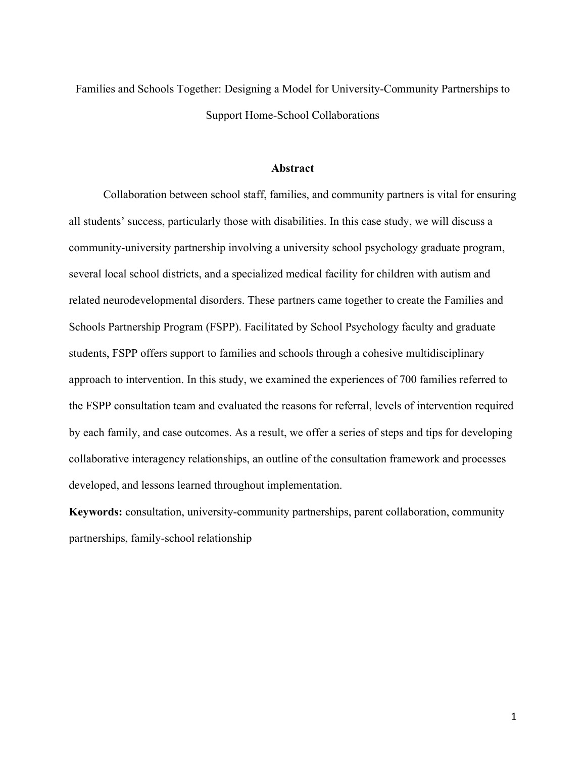# Families and Schools Together: Designing a Model for University-Community Partnerships to Support Home-School Collaborations

## Abstract

Collaboration between school staff, families, and community partners is vital for ensuring all students' success, particularly those with disabilities. In this case study, we will discuss a community-university partnership involving a university school psychology graduate program, several local school districts, and a specialized medical facility for children with autism and related neurodevelopmental disorders. These partners came together to create the Families and Schools Partnership Program (FSPP). Facilitated by School Psychology faculty and graduate students, FSPP offers support to families and schools through a cohesive multidisciplinary approach to intervention. In this study, we examined the experiences of 700 families referred to the FSPP consultation team and evaluated the reasons for referral, levels of intervention required by each family, and case outcomes. As a result, we offer a series of steps and tips for developing collaborative interagency relationships, an outline of the consultation framework and processes developed, and lessons learned throughout implementation.

**Keywords:** consultation, university-community partnerships, parent collaboration, community partnerships, family-school relationship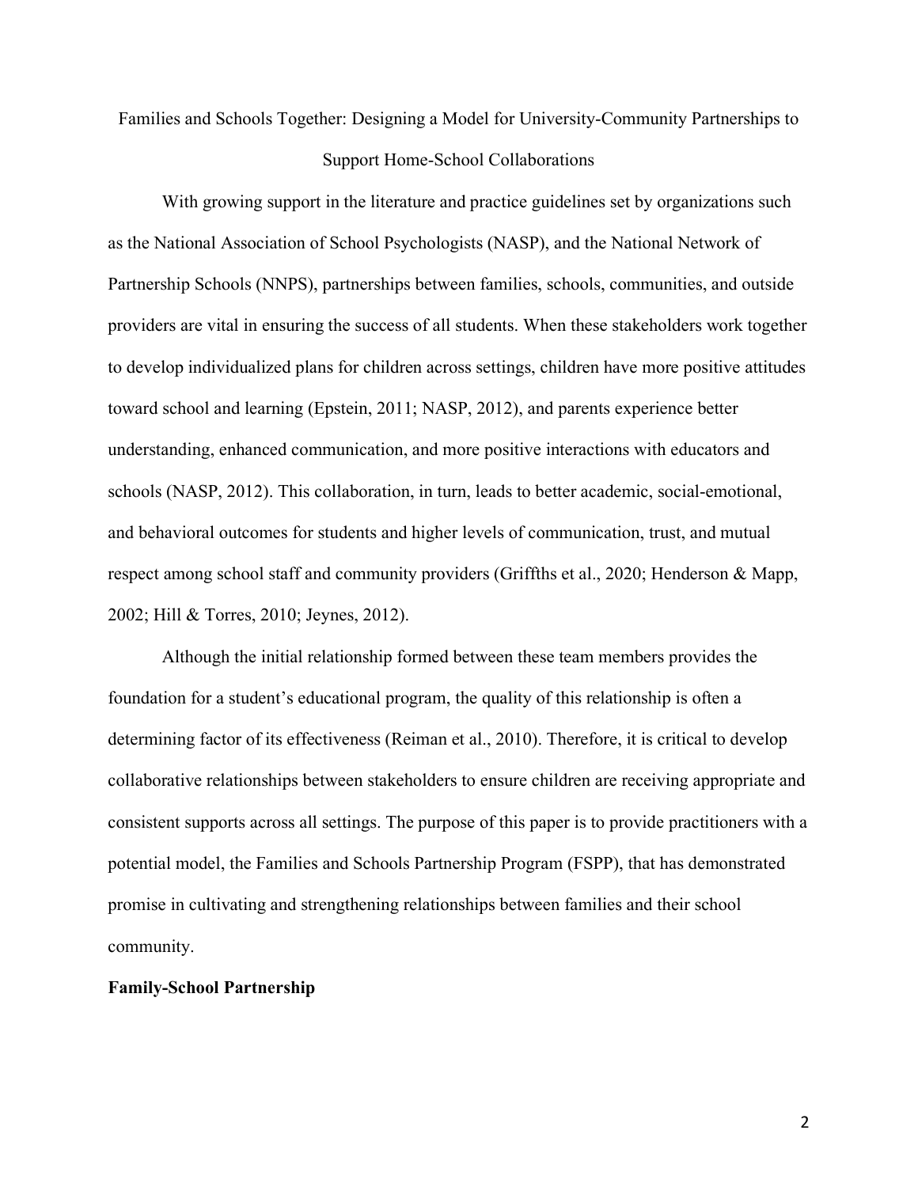# Families and Schools Together: Designing a Model for University-Community Partnerships to Support Home-School Collaborations

With growing support in the literature and practice guidelines set by organizations such as the National Association of School Psychologists (NASP), and the National Network of Partnership Schools (NNPS), partnerships between families, schools, communities, and outside providers are vital in ensuring the success of all students. When these stakeholders work together to develop individualized plans for children across settings, children have more positive attitudes toward school and learning (Epstein, 2011; NASP, 2012), and parents experience better understanding, enhanced communication, and more positive interactions with educators and schools (NASP, 2012). This collaboration, in turn, leads to better academic, social-emotional, and behavioral outcomes for students and higher levels of communication, trust, and mutual respect among school staff and community providers (Griffths et al., 2020; Henderson & Mapp, 2002; Hill & Torres, 2010; Jeynes, 2012).

Although the initial relationship formed between these team members provides the foundation for a student's educational program, the quality of this relationship is often a determining factor of its effectiveness (Reiman et al., 2010). Therefore, it is critical to develop collaborative relationships between stakeholders to ensure children are receiving appropriate and consistent supports across all settings. The purpose of this paper is to provide practitioners with a potential model, the Families and Schools Partnership Program (FSPP), that has demonstrated promise in cultivating and strengthening relationships between families and their school community.

## Family-School Partnership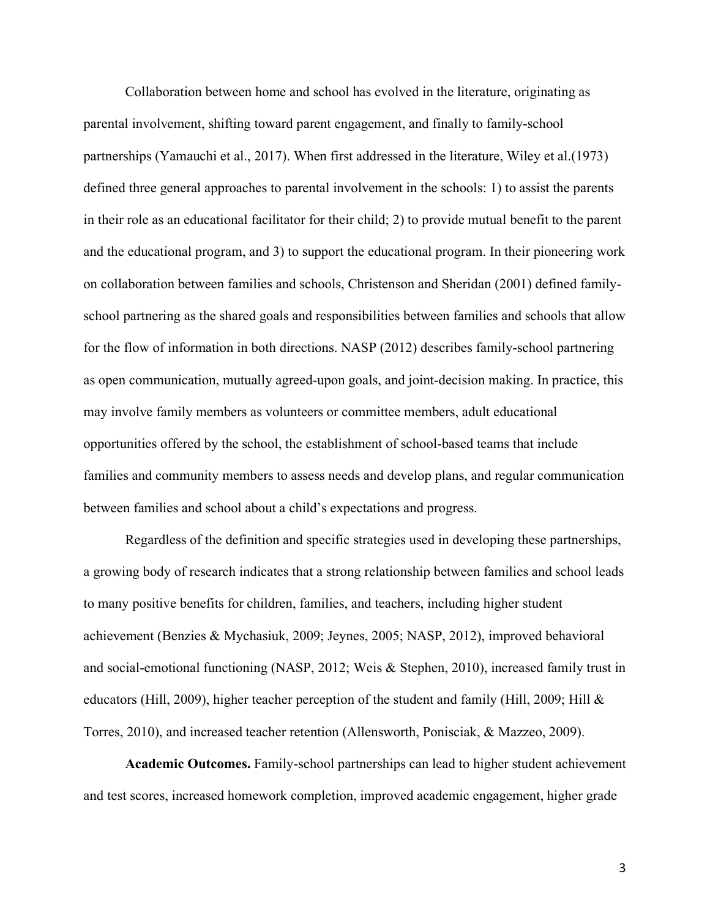Collaboration between home and school has evolved in the literature, originating as parental involvement, shifting toward parent engagement, and finally to family-school partnerships (Yamauchi et al., 2017). When first addressed in the literature, Wiley et al.(1973) defined three general approaches to parental involvement in the schools: 1) to assist the parents in their role as an educational facilitator for their child; 2) to provide mutual benefit to the parent and the educational program, and 3) to support the educational program. In their pioneering work on collaboration between families and schools, Christenson and Sheridan (2001) defined family-school partnering as the shared goals and responsibilities between families and schools that allow for the flow of information in both directions. NASP (2012) describes family-school partnering as open communication, mutually agreed-upon goals, and joint-decision making. In practice, this may involve family members as volunteers or committee members, adult educational opportunities offered by the school, the establishment of school-based teams that include families and community members to assess needs and develop plans, and regular communication between families and school about a child's expectations and progress.

Regardless of the definition and specific strategies used in developing these partnerships, a growing body of research indicates that a strong relationship between families and school leads to many positive benefits for children, families, and teachers, including higher student achievement (Benzies & Mychasiuk, 2009; Jeynes, 2005; NASP, 2012), improved behavioral and social-emotional functioning (NASP, 2012; Weis & Stephen, 2010), increased family trust in educators (Hill, 2009), higher teacher perception of the student and family (Hill, 2009; Hill & Torres, 2010), and increased teacher retention (Allensworth, Ponisciak, & Mazzeo, 2009).

**Academic Outcomes.** Family-school partnerships can lead to higher student achievement and test scores, increased homework completion, improved academic engagement, higher grade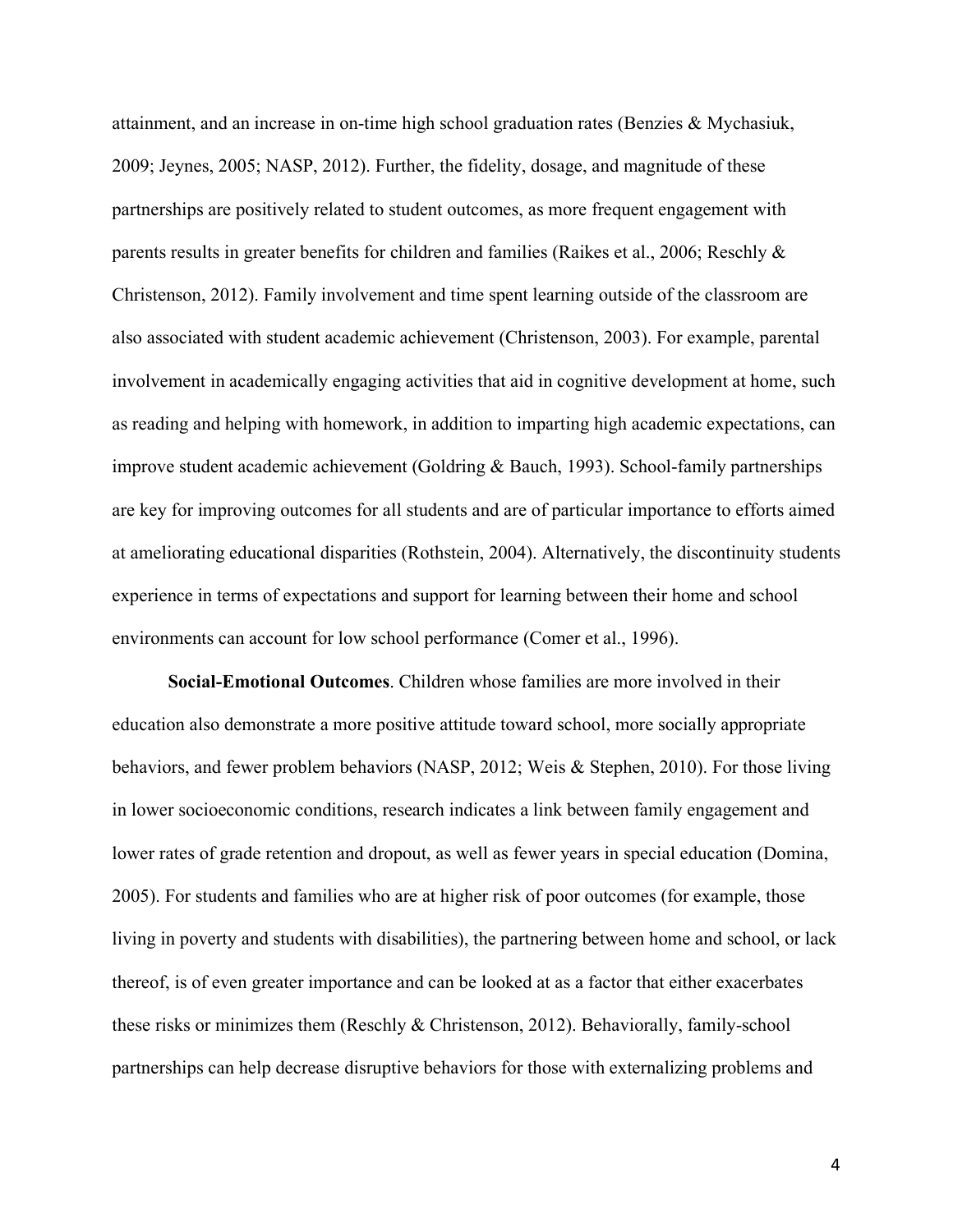attainment, and an increase in on-time high school graduation rates (Benzies & Mychasiuk, 2009; Jeynes, 2005; NASP, 2012). Further, the fidelity, dosage, and magnitude of these partnerships are positively related to student outcomes, as more frequent engagement with parents results in greater benefits for children and families (Raikes et al., 2006; Reschly & Christenson, 2012). Family involvement and time spent learning outside of the classroom are also associated with student academic achievement (Christenson, 2003). For example, parental involvement in academically engaging activities that aid in cognitive development at home, such as reading and helping with homework, in addition to imparting high academic expectations, can improve student academic achievement (Goldring & Bauch, 1993). School-family partnerships are key for improving outcomes for all students and are of particular importance to efforts aimed at ameliorating educational disparities (Rothstein, 2004). Alternatively, the discontinuity students experience in terms of expectations and support for learning between their home and school environments can account for low school performance (Comer et al., 1996).

**Social-Emotional Outcomes**. Children whose families are more involved in their education also demonstrate a more positive attitude toward school, more socially appropriate behaviors, and fewer problem behaviors (NASP, 2012; Weis & Stephen, 2010). For those living in lower socioeconomic conditions, research indicates a link between family engagement and lower rates of grade retention and dropout, as well as fewer years in special education (Domina, 2005). For students and families who are at higher risk of poor outcomes (for example, those living in poverty and students with disabilities), the partnering between home and school, or lack thereof, is of even greater importance and can be looked at as a factor that either exacerbates these risks or minimizes them (Reschly & Christenson, 2012). Behaviorally, family-school partnerships can help decrease disruptive behaviors for those with externalizing problems and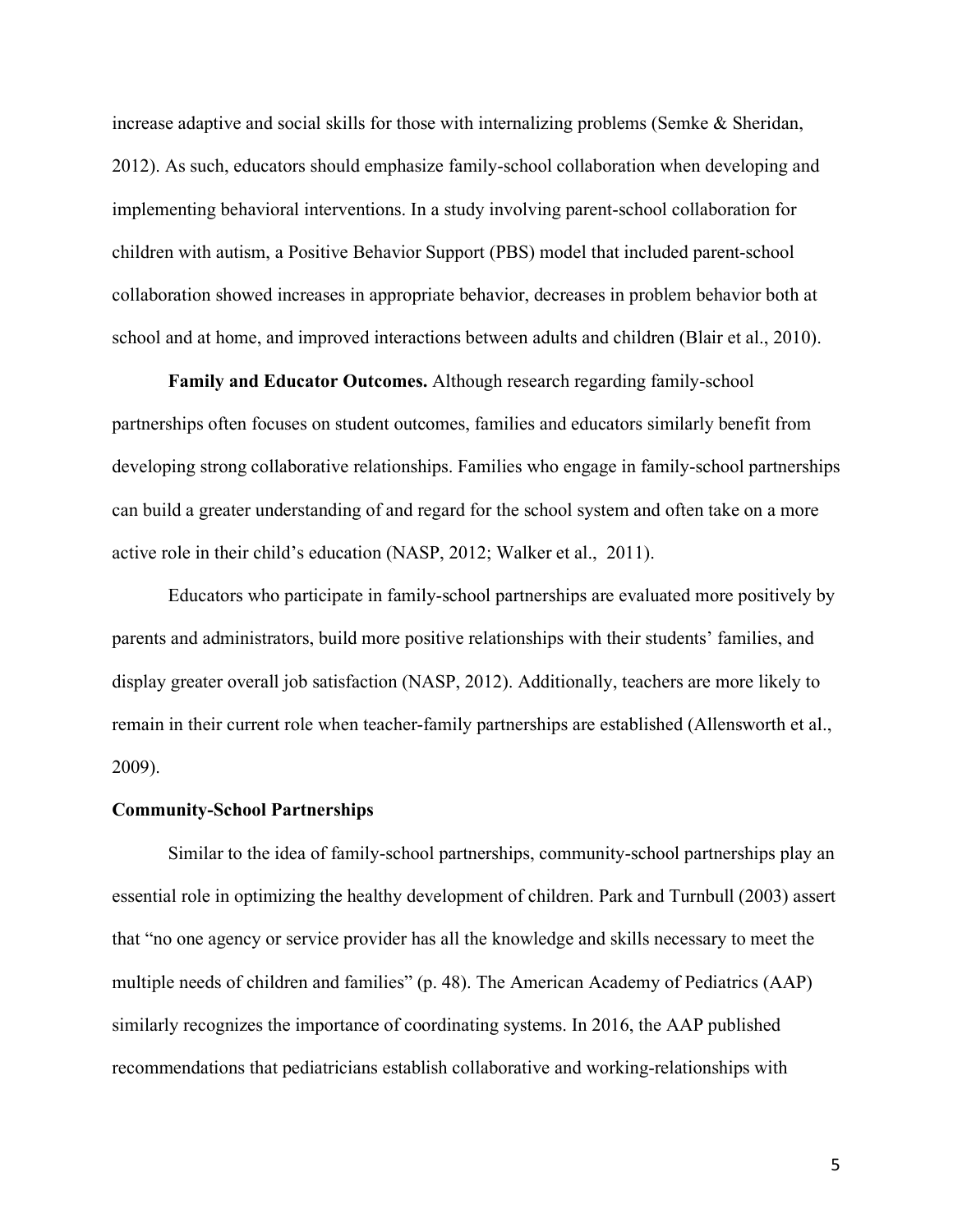increase adaptive and social skills for those with internalizing problems (Semke & Sheridan, 2012). As such, educators should emphasize family-school collaboration when developing and implementing behavioral interventions. In a study involving parent-school collaboration for children with autism, a Positive Behavior Support (PBS) model that included parent-school collaboration showed increases in appropriate behavior, decreases in problem behavior both at school and at home, and improved interactions between adults and children (Blair et al., 2010).

**Family and Educator Outcomes.** Although research regarding family-school partnerships often focuses on student outcomes, families and educators similarly benefit from developing strong collaborative relationships. Families who engage in family-school partnerships can build a greater understanding of and regard for the school system and often take on a more active role in their child's education (NASP, 2012; Walker et al., 2011).

Educators who participate in family-school partnerships are evaluated more positively by parents and administrators, build more positive relationships with their students' families, and display greater overall job satisfaction (NASP, 2012). Additionally, teachers are more likely to remain in their current role when teacher-family partnerships are established (Allensworth et al., 2009).

### Community-School Partnerships

Similar to the idea of family-school partnerships, community-school partnerships play an essential role in optimizing the healthy development of children. Park and Turnbull (2003) assert that "no one agency or service provider has all the knowledge and skills necessary to meet the multiple needs of children and families" (p. 48). The American Academy of Pediatrics (AAP) similarly recognizes the importance of coordinating systems. In 2016, the AAP published recommendations that pediatricians establish collaborative and working-relationships with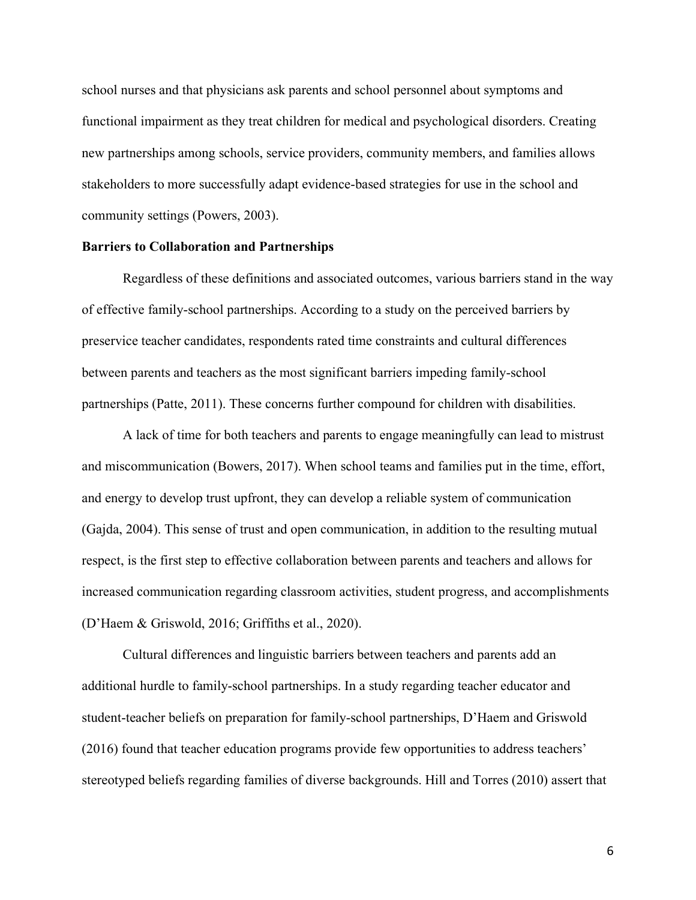school nurses and that physicians ask parents and school personnel about symptoms and functional impairment as they treat children for medical and psychological disorders. Creating new partnerships among schools, service providers, community members, and families allows stakeholders to more successfully adapt evidence-based strategies for use in the school and community settings (Powers, 2003).

**Barriers to Collaboration and Partnerships**

Regardless of these definitions and associated outcomes, various barriers stand in the way of effective family-school partnerships. According to a study on the perceived barriers by preservice teacher candidates, respondents rated time constraints and cultural differences between parents and teachers as the most significant barriers impeding family-school partnerships (Patte, 2011). These concerns further compound for children with disabilities.

A lack of time for both teachers and parents to engage meaningfully can lead to mistrust and miscommunication (Bowers, 2017). When school teams and families put in the time, effort, and energy to develop trust upfront, they can develop a reliable system of communication (Gajda, 2004). This sense of trust and open communication, in addition to the resulting mutual respect, is the first step to effective collaboration between parents and teachers and allows for increased communication regarding classroom activities, student progress, and accomplishments (D'Haem & Griswold, 2016; Griffiths et al., 2020).

Cultural differences and linguistic barriers between teachers and parents add an additional hurdle to family-school partnerships. In a study regarding teacher educator and student-teacher beliefs on preparation for family-school partnerships, D'Haem and Griswold (2016) found that teacher education programs provide few opportunities to address teachers' stereotyped beliefs regarding families of diverse backgrounds. Hill and Torres (2010) assert that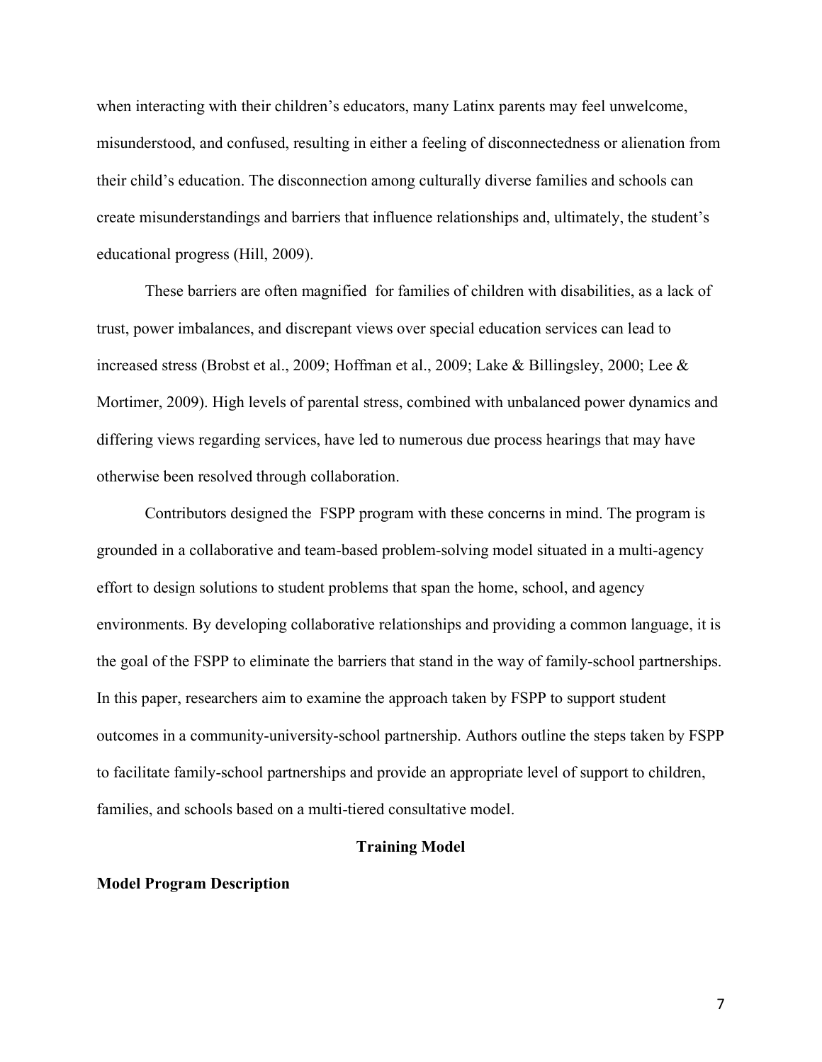when interacting with their children's educators, many Latinx parents may feel unwelcome, misunderstood, and confused, resulting in either a feeling of disconnectedness or alienation from their child's education. The disconnection among culturally diverse families and schools can create misunderstandings and barriers that influence relationships and, ultimately, the student's educational progress (Hill, 2009).

These barriers are often magnified for families of children with disabilities, as a lack of trust, power imbalances, and discrepant views over special education services can lead to increased stress (Brobst et al., 2009; Hoffman et al., 2009; Lake & Billingsley, 2000; Lee & Mortimer, 2009). High levels of parental stress, combined with unbalanced power dynamics and differing views regarding services, have led to numerous due process hearings that may have otherwise been resolved through collaboration.

Contributors designed the FSPP program with these concerns in mind. The program is grounded in a collaborative and team-based problem-solving model situated in a multi-agency effort to design solutions to student problems that span the home, school, and agency environments. By developing collaborative relationships and providing a common language, it is the goal of the FSPP to eliminate the barriers that stand in the way of family-school partnerships. In this paper, researchers aim to examine the approach taken by FSPP to support student outcomes in a community-university-school partnership. Authors outline the steps taken by FSPP to facilitate family-school partnerships and provide an appropriate level of support to children, families, and schools based on a multi-tiered consultative model.

## Training Model

### Model Program Description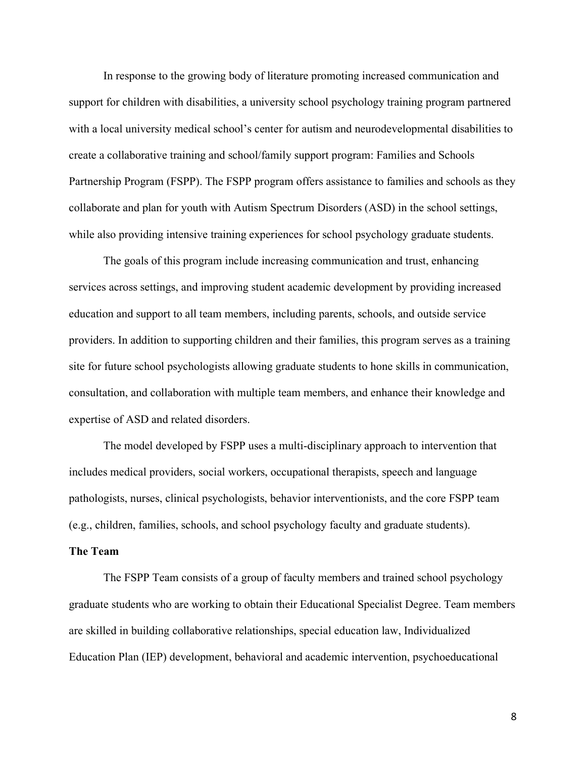In response to the growing body of literature promoting increased communication and support for children with disabilities, a university school psychology training program partnered with a local university medical school's center for autism and neurodevelopmental disabilities to create a collaborative training and school/family support program: Families and Schools Partnership Program (FSPP). The FSPP program offers assistance to families and schools as they collaborate and plan for youth with Autism Spectrum Disorders (ASD) in the school settings, while also providing intensive training experiences for school psychology graduate students.

The goals of this program include increasing communication and trust, enhancing services across settings, and improving student academic development by providing increased education and support to all team members, including parents, schools, and outside service providers. In addition to supporting children and their families, this program serves as a training site for future school psychologists allowing graduate students to hone skills in communication, consultation, and collaboration with multiple team members, and enhance their knowledge and expertise of ASD and related disorders.

The model developed by FSPP uses a multi-disciplinary approach to intervention that includes medical providers, social workers, occupational therapists, speech and language pathologists, nurses, clinical psychologists, behavior interventionists, and the core FSPP team (e.g., children, families, schools, and school psychology faculty and graduate students).

**The Team**

The FSPP Team consists of a group of faculty members and trained school psychology graduate students who are working to obtain their Educational Specialist Degree. Team members are skilled in building collaborative relationships, special education law, Individualized Education Plan (IEP) development, behavioral and academic intervention, psychoeducational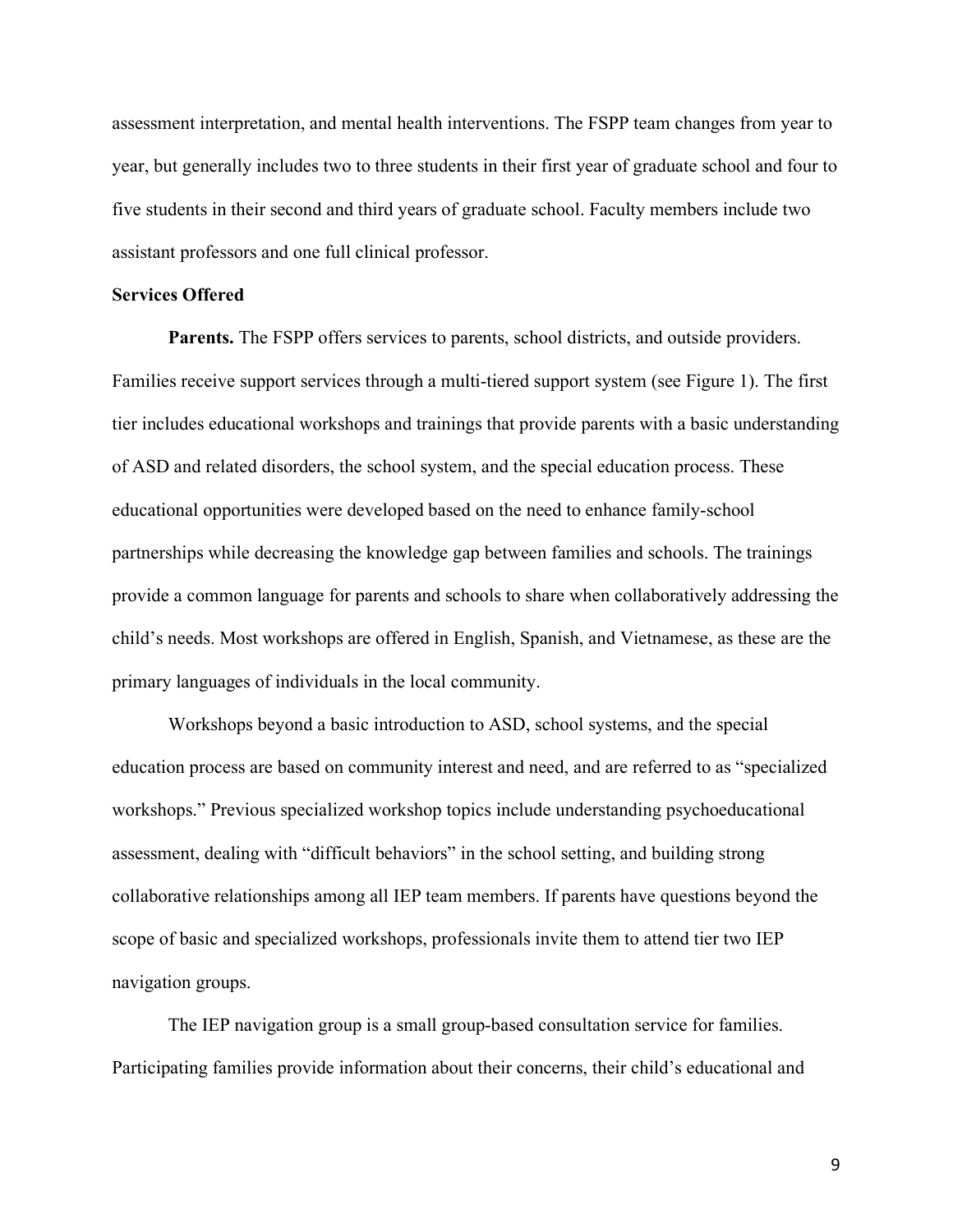assessment interpretation, and mental health interventions. The FSPP team changes from year to year, but generally includes two to three students in their first year of graduate school and four to five students in their second and third years of graduate school. Faculty members include two assistant professors and one full clinical professor.

## Services Offered

**Parents.** The FSPP offers services to parents, school districts, and outside providers. Families receive support services through a multi-tiered support system (see Figure 1). The first tier includes educational workshops and trainings that provide parents with a basic understanding of ASD and related disorders, the school system, and the special education process. These educational opportunities were developed based on the need to enhance family-school partnerships while decreasing the knowledge gap between families and schools. The trainings provide a common language for parents and schools to share when collaboratively addressing the child's needs. Most workshops are offered in English, Spanish, and Vietnamese, as these are the primary languages of individuals in the local community.

Workshops beyond a basic introduction to ASD, school systems, and the special education process are based on community interest and need, and are referred to as "specialized workshops." Previous specialized workshop topics include understanding psychoeducational assessment, dealing with "difficult behaviors" in the school setting, and building strong collaborative relationships among all IEP team members. If parents have questions beyond the scope of basic and specialized workshops, professionals invite them to attend tier two IEP navigation groups.

The IEP navigation group is a small group-based consultation service for families. Participating families provide information about their concerns, their child's educational and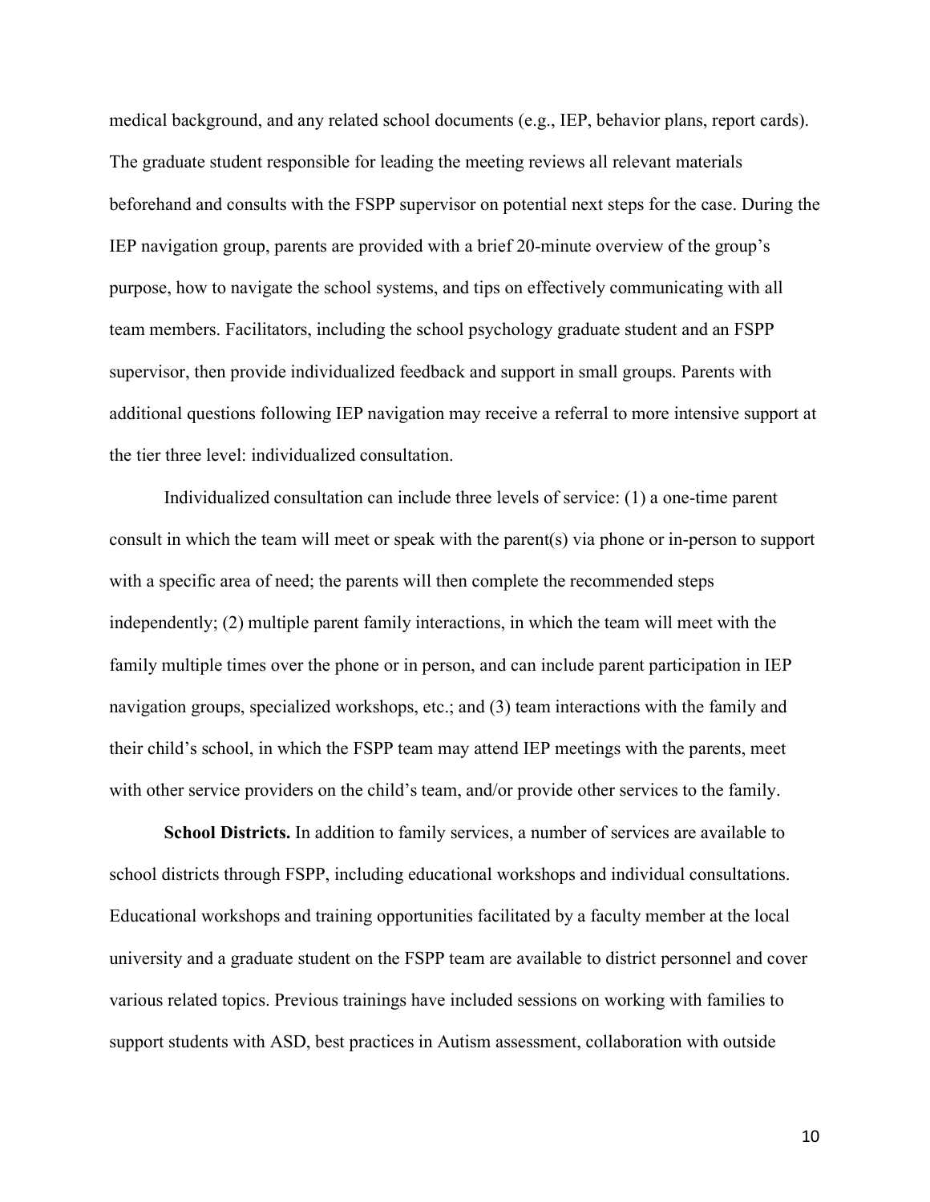medical background, and any related school documents (e.g., IEP, behavior plans, report cards). The graduate student responsible for leading the meeting reviews all relevant materials beforehand and consults with the FSPP supervisor on potential next steps for the case. During the IEP navigation group, parents are provided with a brief 20-minute overview of the group's purpose, how to navigate the school systems, and tips on effectively communicating with all team members. Facilitators, including the school psychology graduate student and an FSPP supervisor, then provide individualized feedback and support in small groups. Parents with additional questions following IEP navigation may receive a referral to more intensive support at the tier three level: individualized consultation.

Individualized consultation can include three levels of service: (1) a one-time parent consult in which the team will meet or speak with the parent(s) via phone or in-person to support with a specific area of need; the parents will then complete the recommended steps independently; (2) multiple parent family interactions, in which the team will meet with the family multiple times over the phone or in person, and can include parent participation in IEP navigation groups, specialized workshops, etc.; and (3) team interactions with the family and their child's school, in which the FSPP team may attend IEP meetings with the parents, meet with other service providers on the child's team, and/or provide other services to the family.

**School Districts.** In addition to family services, a number of services are available to school districts through FSPP, including educational workshops and individual consultations. Educational workshops and training opportunities facilitated by a faculty member at the local university and a graduate student on the FSPP team are available to district personnel and cover various related topics. Previous trainings have included sessions on working with families to support students with ASD, best practices in Autism assessment, collaboration with outside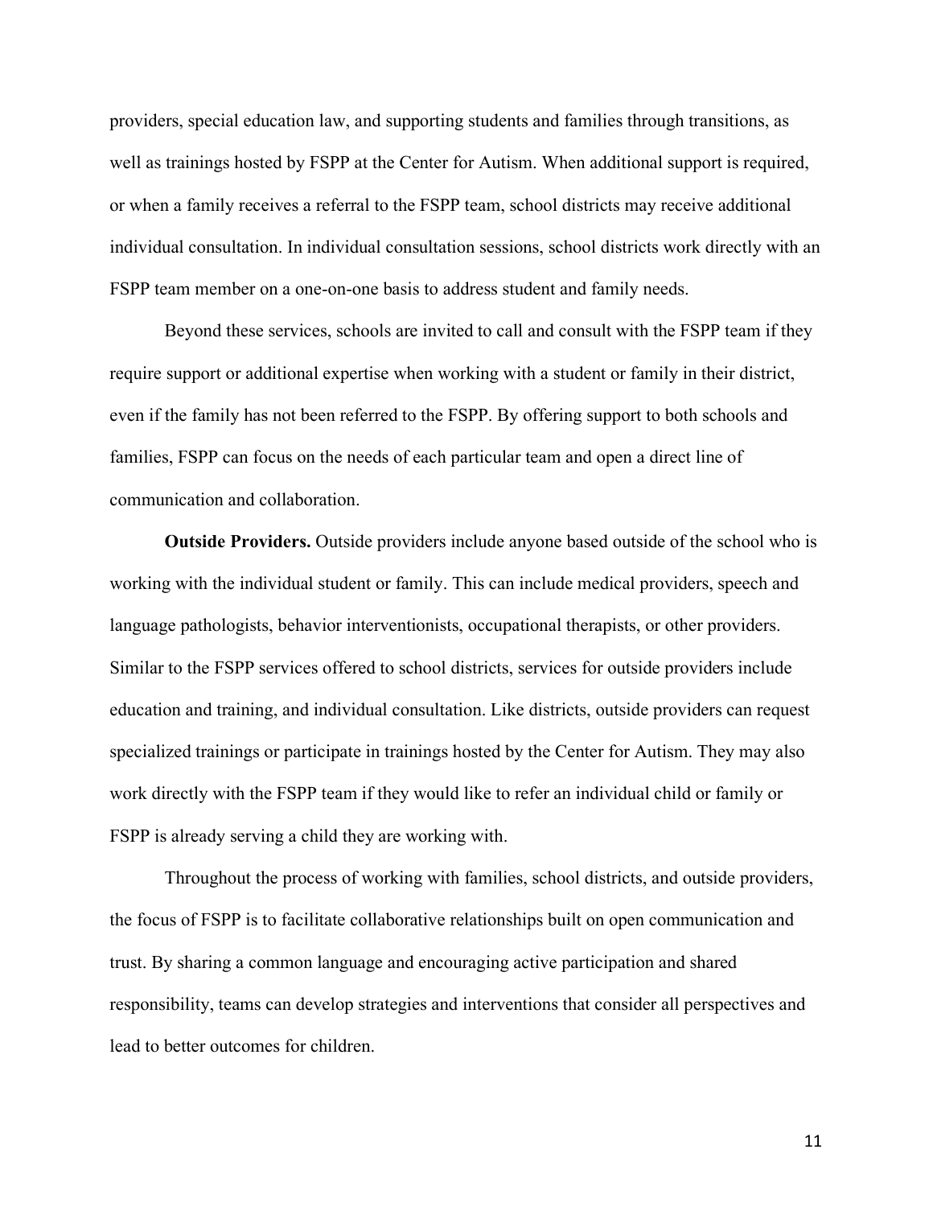providers, special education law, and supporting students and families through transitions, as well as trainings hosted by FSPP at the Center for Autism. When additional support is required, or when a family receives a referral to the FSPP team, school districts may receive additional individual consultation. In individual consultation sessions, school districts work directly with an FSPP team member on a one-on-one basis to address student and family needs.

Beyond these services, schools are invited to call and consult with the FSPP team if they require support or additional expertise when working with a student or family in their district, even if the family has not been referred to the FSPP. By offering support to both schools and families, FSPP can focus on the needs of each particular team and open a direct line of communication and collaboration.

**Outside Providers.** Outside providers include anyone based outside of the school who is working with the individual student or family. This can include medical providers, speech and language pathologists, behavior interventionists, occupational therapists, or other providers. Similar to the FSPP services offered to school districts, services for outside providers include education and training, and individual consultation. Like districts, outside providers can request specialized trainings or participate in trainings hosted by the Center for Autism. They may also work directly with the FSPP team if they would like to refer an individual child or family or FSPP is already serving a child they are working with.

Throughout the process of working with families, school districts, and outside providers, the focus of FSPP is to facilitate collaborative relationships built on open communication and trust. By sharing a common language and encouraging active participation and shared responsibility, teams can develop strategies and interventions that consider all perspectives and lead to better outcomes for children.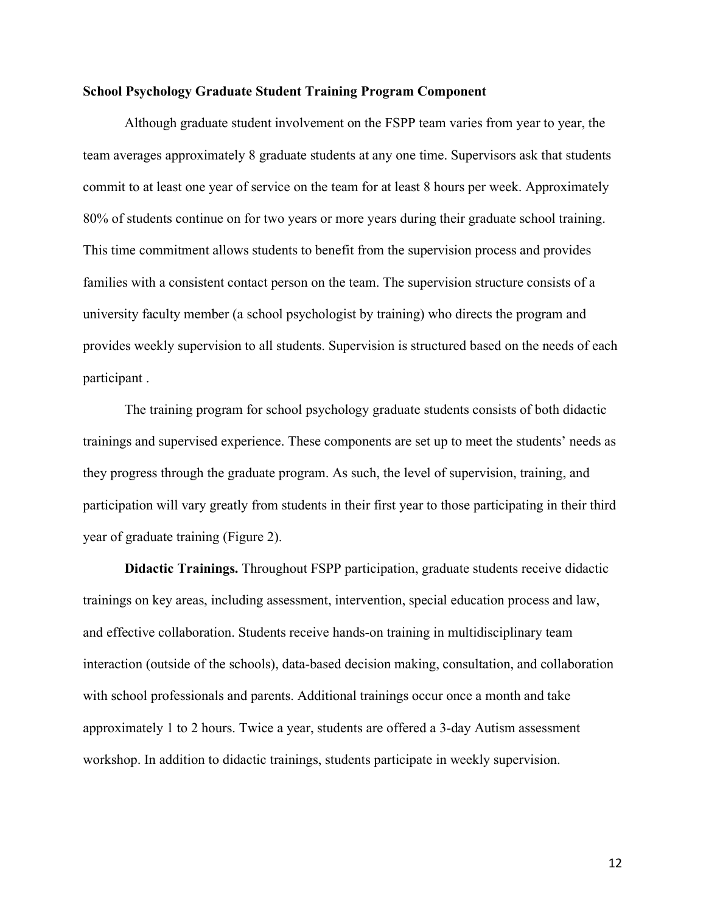### School Psychology Graduate Student Training Program Component

Although graduate student involvement on the FSPP team varies from year to year, the team averages approximately 8 graduate students at any one time. Supervisors ask that students commit to at least one year of service on the team for at least 8 hours per week. Approximately 80% of students continue on for two years or more years during their graduate school training. This time commitment allows students to benefit from the supervision process and provides families with a consistent contact person on the team. The supervision structure consists of a university faculty member (a school psychologist by training) who directs the program and provides weekly supervision to all students. Supervision is structured based on the needs of each participant .

The training program for school psychology graduate students consists of both didactic trainings and supervised experience. These components are set up to meet the students' needs as they progress through the graduate program. As such, the level of supervision, training, and participation will vary greatly from students in their first year to those participating in their third year of graduate training (Figure 2).

**Didactic Trainings.** Throughout FSPP participation, graduate students receive didactic trainings on key areas, including assessment, intervention, special education process and law, and effective collaboration. Students receive hands-on training in multidisciplinary team interaction (outside of the schools), data-based decision making, consultation, and collaboration with school professionals and parents. Additional trainings occur once a month and take approximately 1 to 2 hours. Twice a year, students are offered a 3-day Autism assessment workshop. In addition to didactic trainings, students participate in weekly supervision.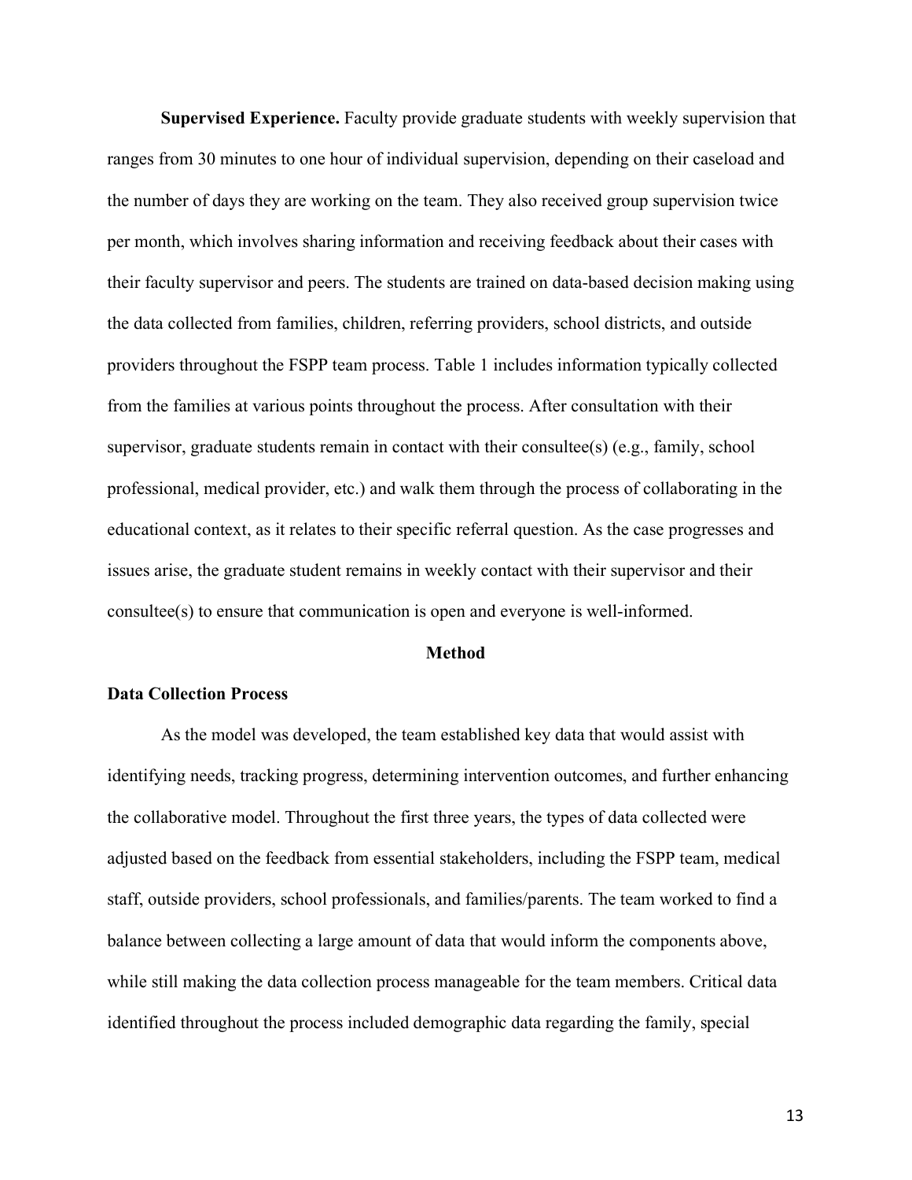**Supervised Experience.** Faculty provide graduate students with weekly supervision that ranges from 30 minutes to one hour of individual supervision, depending on their caseload and the number of days they are working on the team. They also received group supervision twice per month, which involves sharing information and receiving feedback about their cases with their faculty supervisor and peers. The students are trained on data-based decision making using the data collected from families, children, referring providers, school districts, and outside providers throughout the FSPP team process. Table 1 includes information typically collected from the families at various points throughout the process. After consultation with their supervisor, graduate students remain in contact with their consultee(s) (e.g., family, school professional, medical provider, etc.) and walk them through the process of collaborating in the educational context, as it relates to their specific referral question. As the case progresses and issues arise, the graduate student remains in weekly contact with their supervisor and their consultee(s) to ensure that communication is open and everyone is well-informed.

## Method

### Data Collection Process

As the model was developed, the team established key data that would assist with identifying needs, tracking progress, determining intervention outcomes, and further enhancing the collaborative model. Throughout the first three years, the types of data collected were adjusted based on the feedback from essential stakeholders, including the FSPP team, medical staff, outside providers, school professionals, and families/parents. The team worked to find a balance between collecting a large amount of data that would inform the components above, while still making the data collection process manageable for the team members. Critical data identified throughout the process included demographic data regarding the family, special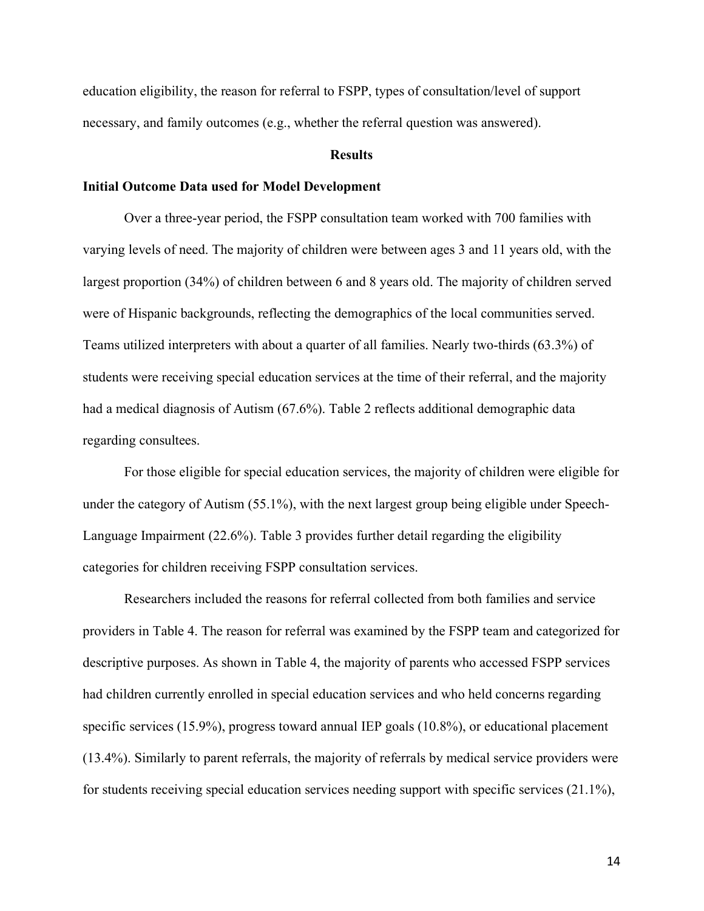education eligibility, the reason for referral to FSPP, types of consultation/level of support necessary, and family outcomes (e.g., whether the referral question was answered).

## Results

### Initial Outcome Data used for Model Development

Over a three-year period, the FSPP consultation team worked with 700 families with varying levels of need. The majority of children were between ages 3 and 11 years old, with the largest proportion (34%) of children between 6 and 8 years old. The majority of children served were of Hispanic backgrounds, reflecting the demographics of the local communities served. Teams utilized interpreters with about a quarter of all families. Nearly two-thirds (63.3%) of students were receiving special education services at the time of their referral, and the majority had a medical diagnosis of Autism (67.6%). Table 2 reflects additional demographic data regarding consultees.

For those eligible for special education services, the majority of children were eligible for under the category of Autism (55.1%), with the next largest group being eligible under Speech-Language Impairment (22.6%). Table 3 provides further detail regarding the eligibility categories for children receiving FSPP consultation services.

Researchers included the reasons for referral collected from both families and service providers in Table 4. The reason for referral was examined by the FSPP team and categorized for descriptive purposes. As shown in Table 4, the majority of parents who accessed FSPP services had children currently enrolled in special education services and who held concerns regarding specific services (15.9%), progress toward annual IEP goals (10.8%), or educational placement (13.4%). Similarly to parent referrals, the majority of referrals by medical service providers were for students receiving special education services needing support with specific services (21.1%),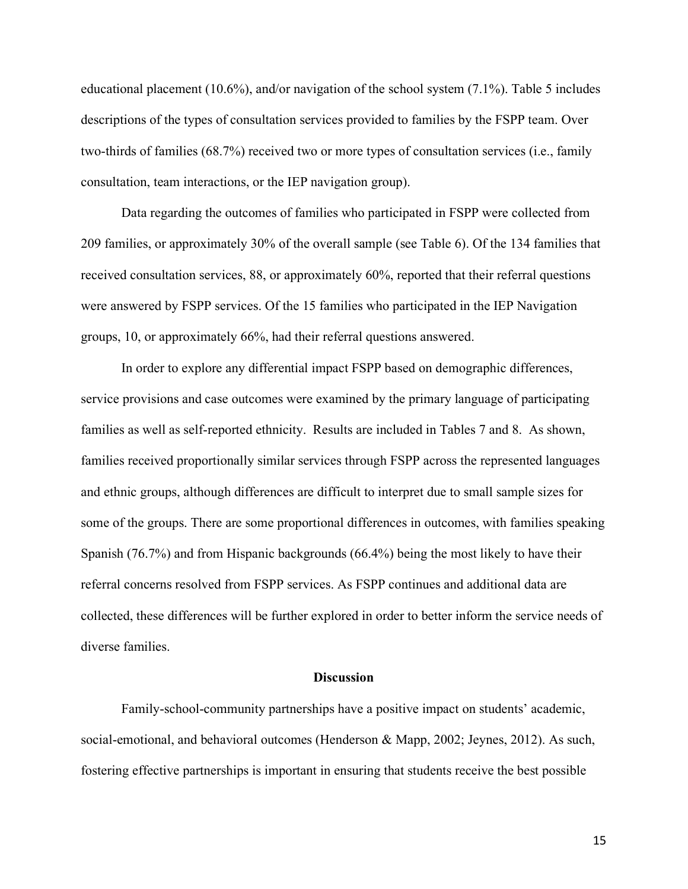educational placement (10.6%), and/or navigation of the school system (7.1%). Table 5 includes descriptions of the types of consultation services provided to families by the FSPP team. Over two-thirds of families (68.7%) received two or more types of consultation services (i.e., family consultation, team interactions, or the IEP navigation group).

Data regarding the outcomes of families who participated in FSPP were collected from 209 families, or approximately 30% of the overall sample (see Table 6). Of the 134 families that received consultation services, 88, or approximately 60%, reported that their referral questions were answered by FSPP services. Of the 15 families who participated in the IEP Navigation groups, 10, or approximately 66%, had their referral questions answered.

In order to explore any differential impact FSPP based on demographic differences, service provisions and case outcomes were examined by the primary language of participating families as well as self-reported ethnicity. Results are included in Tables 7 and 8. As shown, families received proportionally similar services through FSPP across the represented languages and ethnic groups, although differences are difficult to interpret due to small sample sizes for some of the groups. There are some proportional differences in outcomes, with families speaking Spanish (76.7%) and from Hispanic backgrounds (66.4%) being the most likely to have their referral concerns resolved from FSPP services. As FSPP continues and additional data are collected, these differences will be further explored in order to better inform the service needs of diverse families.

## Discussion

Family-school-community partnerships have a positive impact on students' academic, social-emotional, and behavioral outcomes (Henderson & Mapp, 2002; Jeynes, 2012). As such, fostering effective partnerships is important in ensuring that students receive the best possible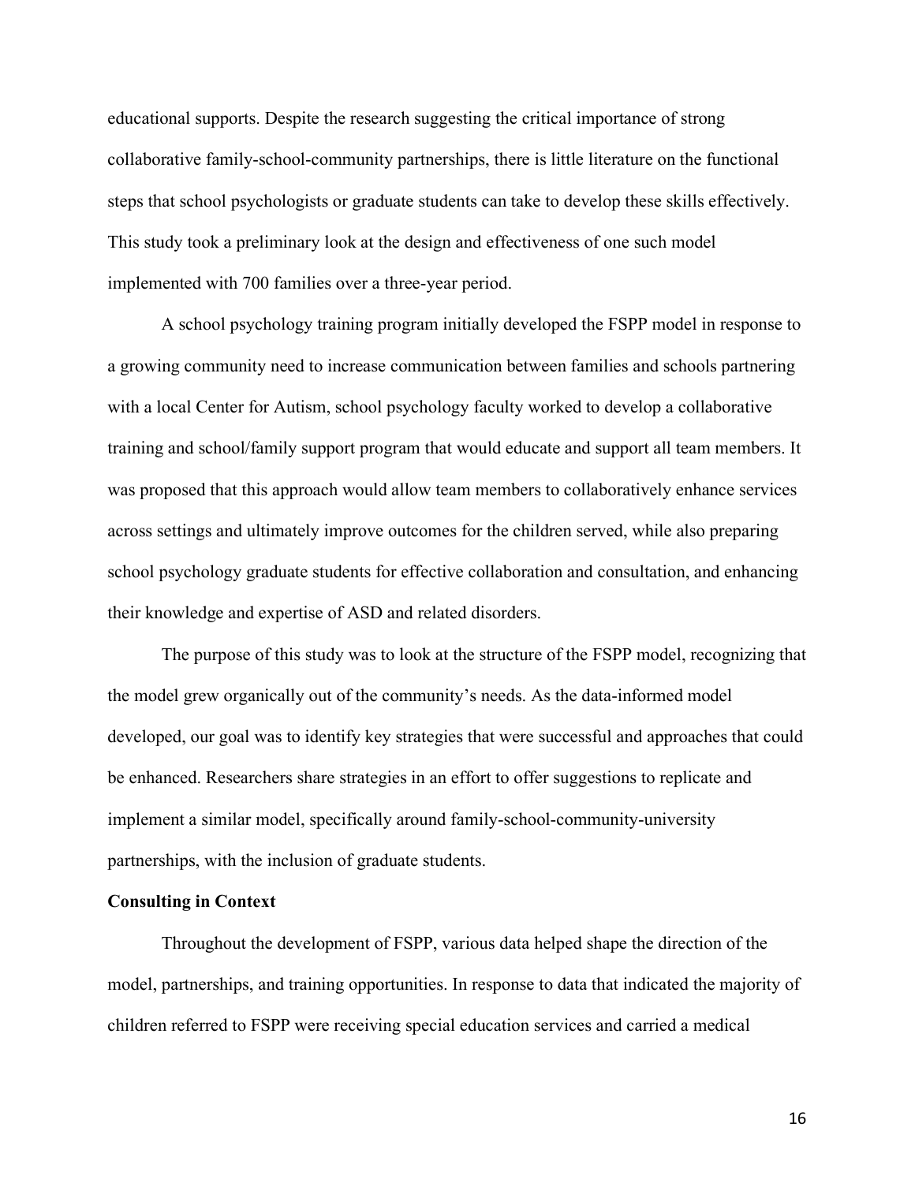educational supports. Despite the research suggesting the critical importance of strong collaborative family-school-community partnerships, there is little literature on the functional steps that school psychologists or graduate students can take to develop these skills effectively. This study took a preliminary look at the design and effectiveness of one such model implemented with 700 families over a three-year period.

A school psychology training program initially developed the FSPP model in response to a growing community need to increase communication between families and schools partnering with a local Center for Autism, school psychology faculty worked to develop a collaborative training and school/family support program that would educate and support all team members. It was proposed that this approach would allow team members to collaboratively enhance services across settings and ultimately improve outcomes for the children served, while also preparing school psychology graduate students for effective collaboration and consultation, and enhancing their knowledge and expertise of ASD and related disorders.

The purpose of this study was to look at the structure of the FSPP model, recognizing that the model grew organically out of the community's needs. As the data-informed model developed, our goal was to identify key strategies that were successful and approaches that could be enhanced. Researchers share strategies in an effort to offer suggestions to replicate and implement a similar model, specifically around family-school-community-university partnerships, with the inclusion of graduate students.

**Consulting in Context**

Throughout the development of FSPP, various data helped shape the direction of the model, partnerships, and training opportunities. In response to data that indicated the majority of children referred to FSPP were receiving special education services and carried a medical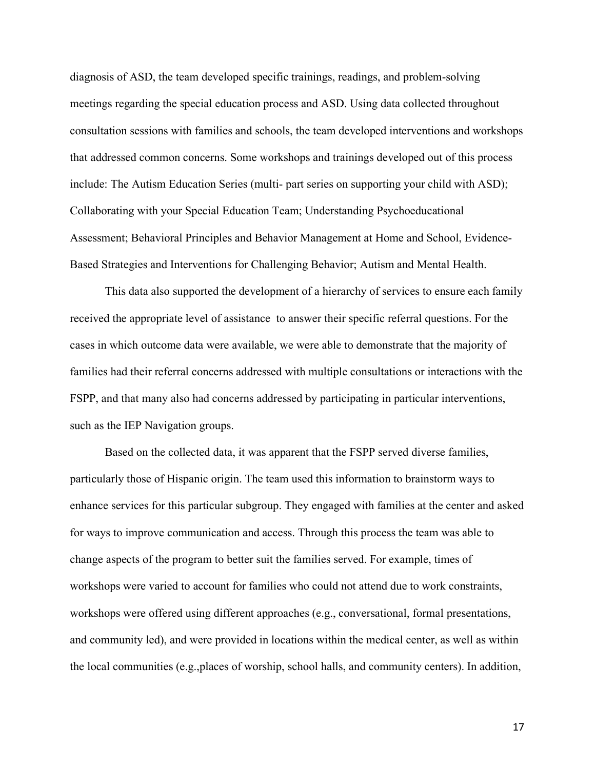diagnosis of ASD, the team developed specific trainings, readings, and problem-solving meetings regarding the special education process and ASD. Using data collected throughout consultation sessions with families and schools, the team developed interventions and workshops that addressed common concerns. Some workshops and trainings developed out of this process include: The Autism Education Series (multi- part series on supporting your child with ASD); Collaborating with your Special Education Team; Understanding Psychoeducational Assessment; Behavioral Principles and Behavior Management at Home and School, Evidence-Based Strategies and Interventions for Challenging Behavior; Autism and Mental Health.

This data also supported the development of a hierarchy of services to ensure each family received the appropriate level of assistance to answer their specific referral questions. For the cases in which outcome data were available, we were able to demonstrate that the majority of families had their referral concerns addressed with multiple consultations or interactions with the FSPP, and that many also had concerns addressed by participating in particular interventions, such as the IEP Navigation groups.

Based on the collected data, it was apparent that the FSPP served diverse families, particularly those of Hispanic origin. The team used this information to brainstorm ways to enhance services for this particular subgroup. They engaged with families at the center and asked for ways to improve communication and access. Through this process the team was able to change aspects of the program to better suit the families served. For example, times of workshops were varied to account for families who could not attend due to work constraints, workshops were offered using different approaches (e.g., conversational, formal presentations, and community led), and were provided in locations within the medical center, as well as within the local communities (e.g.,places of worship, school halls, and community centers). In addition,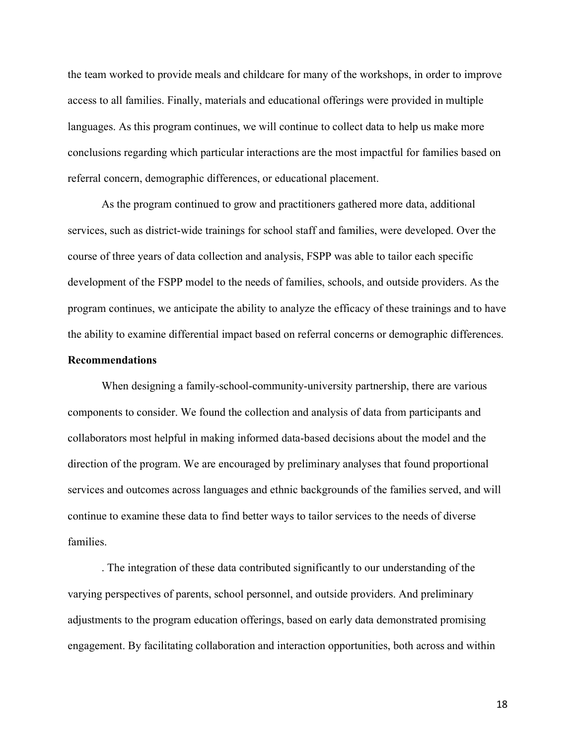the team worked to provide meals and childcare for many of the workshops, in order to improve access to all families. Finally, materials and educational offerings were provided in multiple languages. As this program continues, we will continue to collect data to help us make more conclusions regarding which particular interactions are the most impactful for families based on referral concern, demographic differences, or educational placement.

As the program continued to grow and practitioners gathered more data, additional services, such as district-wide trainings for school staff and families, were developed. Over the course of three years of data collection and analysis, FSPP was able to tailor each specific development of the FSPP model to the needs of families, schools, and outside providers. As the program continues, we anticipate the ability to analyze the efficacy of these trainings and to have the ability to examine differential impact based on referral concerns or demographic differences.

**Recommendations**

When designing a family-school-community-university partnership, there are various components to consider. We found the collection and analysis of data from participants and collaborators most helpful in making informed data-based decisions about the model and the direction of the program. We are encouraged by preliminary analyses that found proportional services and outcomes across languages and ethnic backgrounds of the families served, and will continue to examine these data to find better ways to tailor services to the needs of diverse families.

. The integration of these data contributed significantly to our understanding of the varying perspectives of parents, school personnel, and outside providers. And preliminary adjustments to the program education offerings, based on early data demonstrated promising engagement. By facilitating collaboration and interaction opportunities, both across and within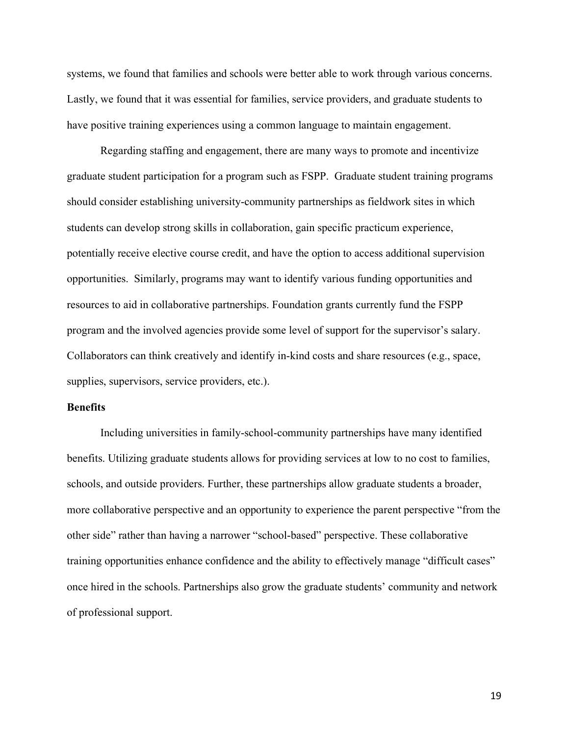systems, we found that families and schools were better able to work through various concerns. Lastly, we found that it was essential for families, service providers, and graduate students to have positive training experiences using a common language to maintain engagement.

Regarding staffing and engagement, there are many ways to promote and incentivize graduate student participation for a program such as FSPP. Graduate student training programs should consider establishing university-community partnerships as fieldwork sites in which students can develop strong skills in collaboration, gain specific practicum experience, potentially receive elective course credit, and have the option to access additional supervision opportunities. Similarly, programs may want to identify various funding opportunities and resources to aid in collaborative partnerships. Foundation grants currently fund the FSPP program and the involved agencies provide some level of support for the supervisor's salary. Collaborators can think creatively and identify in-kind costs and share resources (e.g., space, supplies, supervisors, service providers, etc.).

**Benefits**

Including universities in family-school-community partnerships have many identified benefits. Utilizing graduate students allows for providing services at low to no cost to families, schools, and outside providers. Further, these partnerships allow graduate students a broader, more collaborative perspective and an opportunity to experience the parent perspective "from the other side" rather than having a narrower "school-based" perspective. These collaborative training opportunities enhance confidence and the ability to effectively manage "difficult cases" once hired in the schools. Partnerships also grow the graduate students' community and network of professional support.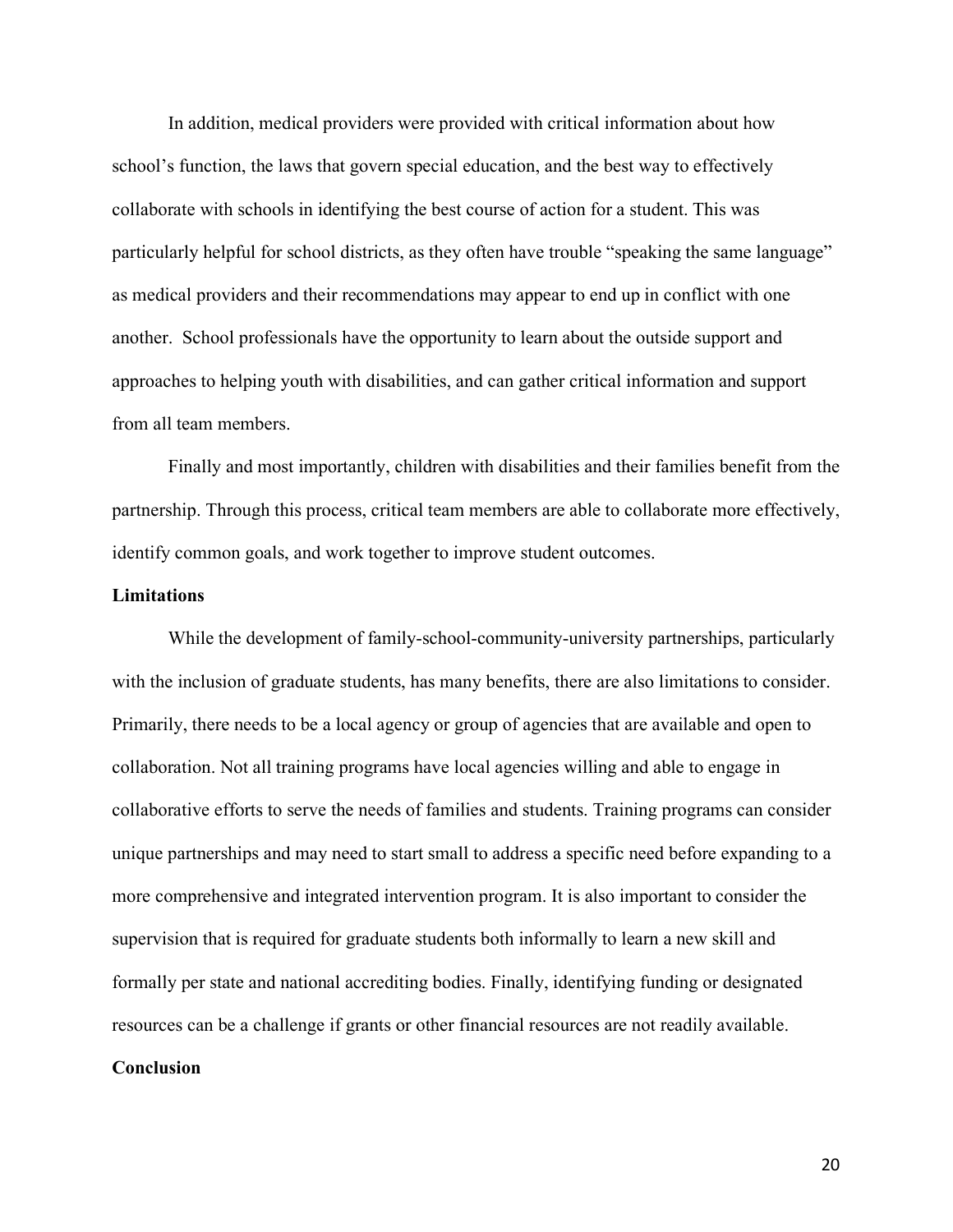In addition, medical providers were provided with critical information about how school's function, the laws that govern special education, and the best way to effectively collaborate with schools in identifying the best course of action for a student. This was particularly helpful for school districts, as they often have trouble "speaking the same language" as medical providers and their recommendations may appear to end up in conflict with one another. School professionals have the opportunity to learn about the outside support and approaches to helping youth with disabilities, and can gather critical information and support from all team members.

Finally and most importantly, children with disabilities and their families benefit from the partnership. Through this process, critical team members are able to collaborate more effectively, identify common goals, and work together to improve student outcomes.

**Limitations**

While the development of family-school-community-university partnerships, particularly with the inclusion of graduate students, has many benefits, there are also limitations to consider. Primarily, there needs to be a local agency or group of agencies that are available and open to collaboration. Not all training programs have local agencies willing and able to engage in collaborative efforts to serve the needs of families and students. Training programs can consider unique partnerships and may need to start small to address a specific need before expanding to a more comprehensive and integrated intervention program. It is also important to consider the supervision that is required for graduate students both informally to learn a new skill and formally per state and national accrediting bodies. Finally, identifying funding or designated resources can be a challenge if grants or other financial resources are not readily available.

**Conclusion**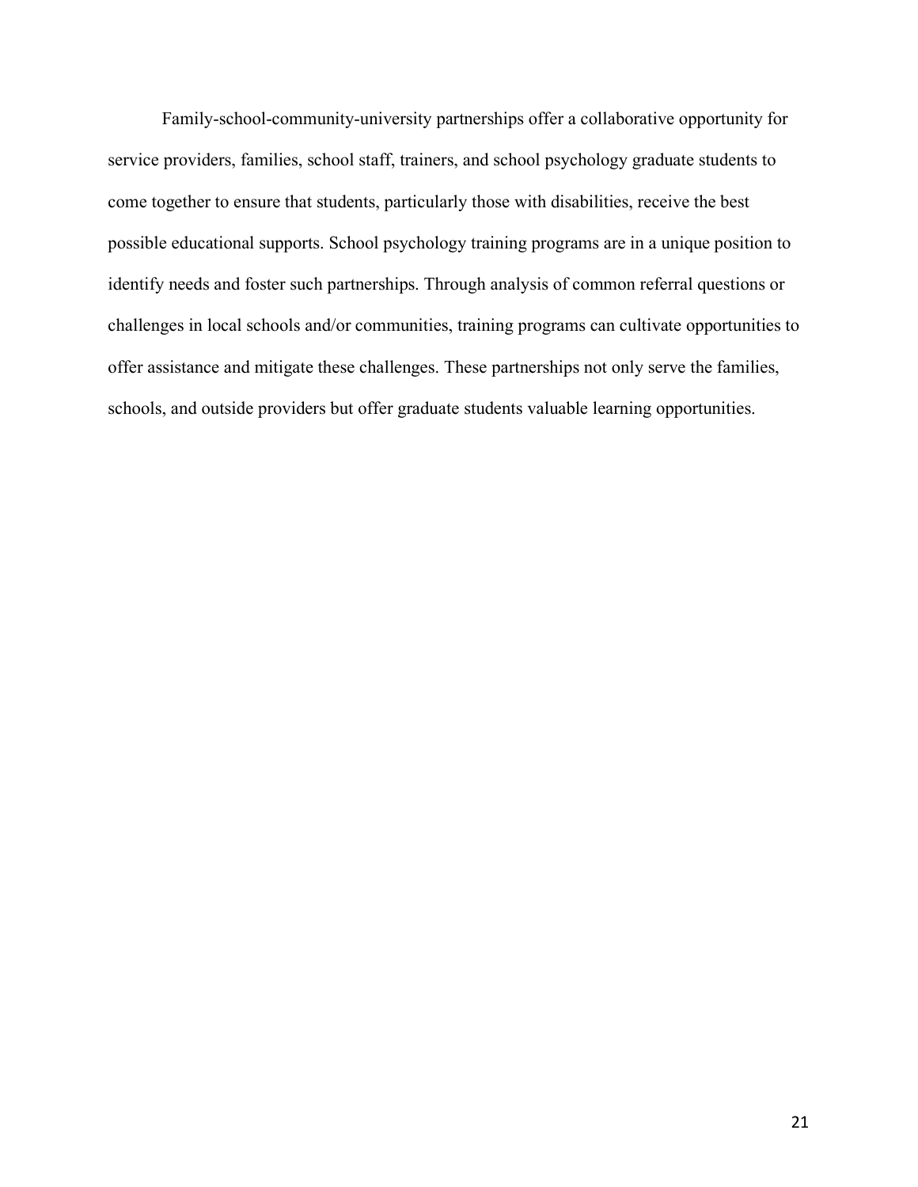Family-school-community-university partnerships offer a collaborative opportunity for service providers, families, school staff, trainers, and school psychology graduate students to come together to ensure that students, particularly those with disabilities, receive the best possible educational supports. School psychology training programs are in a unique position to identify needs and foster such partnerships. Through analysis of common referral questions or challenges in local schools and/or communities, training programs can cultivate opportunities to offer assistance and mitigate these challenges. These partnerships not only serve the families, schools, and outside providers but offer graduate students valuable learning opportunities.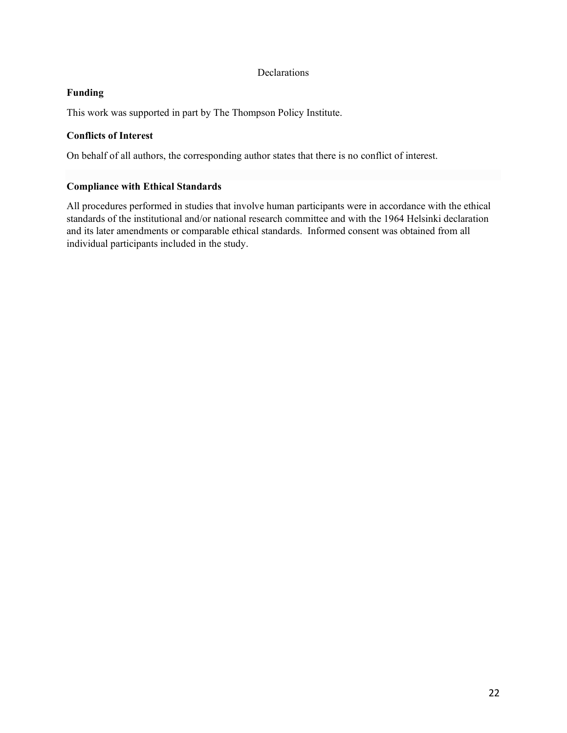# Declarations

## Funding

This work was supported in part by The Thompson Policy Institute.

## Conflicts of Interest

On behalf of all authors, the corresponding author states that there is no conflict of interest.

## Compliance with Ethical Standards

All procedures performed in studies that involve human participants were in accordance with the ethical standards of the institutional and/or national research committee and with the 1964 Helsinki declaration and its later amendments or comparable ethical standards. Informed consent was obtained from all individual participants included in the study.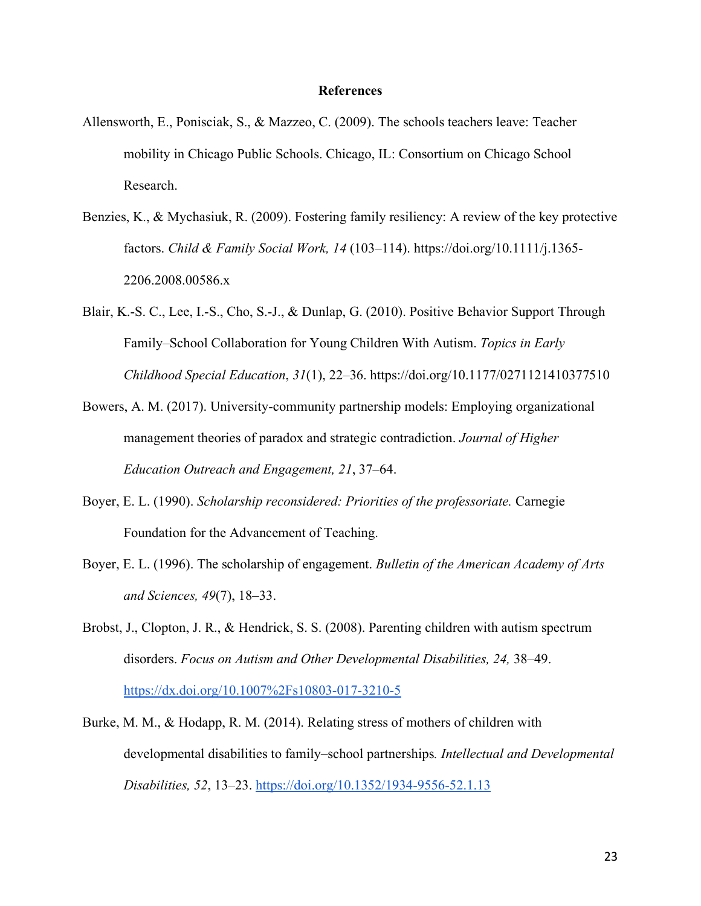**References**

Allensworth, E., Ponisciak, S., & Mazzeo, C. (2009). The schools teachers leave: Teacher mobility in Chicago Public Schools. Chicago, IL: Consortium on Chicago School Research.

Benzies, K., & Mychasiuk, R. (2009). Fostering family resiliency: A review of the key protective factors. *Child & Family Social Work, 14* (103–114). https://doi.org/10.1111/j.1365-2206.2008.00586.x

Blair, K.-S. C., Lee, I.-S., Cho, S.-J., & Dunlap, G. (2010). Positive Behavior Support Through Family–School Collaboration for Young Children With Autism. *Topics in Early Childhood Special Education*, *31*(1), 22–36. https://doi.org/10.1177/0271121410377510

Bowers, A. M. (2017). University-community partnership models: Employing organizational management theories of paradox and strategic contradiction. *Journal of Higher Education Outreach and Engagement, 21*, 37–64.

Boyer, E. L. (1990). *Scholarship reconsidered: Priorities of the professoriate.* Carnegie Foundation for the Advancement of Teaching.

Boyer, E. L. (1996). The scholarship of engagement. *Bulletin of the American Academy of Arts and Sciences, 49*(7), 18–33.

Brobst, J., Clopton, J. R., & Hendrick, S. S. (2008). Parenting children with autism spectrum disorders. *Focus on Autism and Other Developmental Disabilities, 24,* 38–49. https://dx.doi.org/10.1007%2Fs10803-017-3210-5

Burke, M. M., & Hodapp, R. M. (2014). Relating stress of mothers of children with developmental disabilities to family–school partnerships*.* *Intellectual and Developmental Disabilities, 52*, 13–23. https://doi.org/10.1352/1934-9556-52.1.13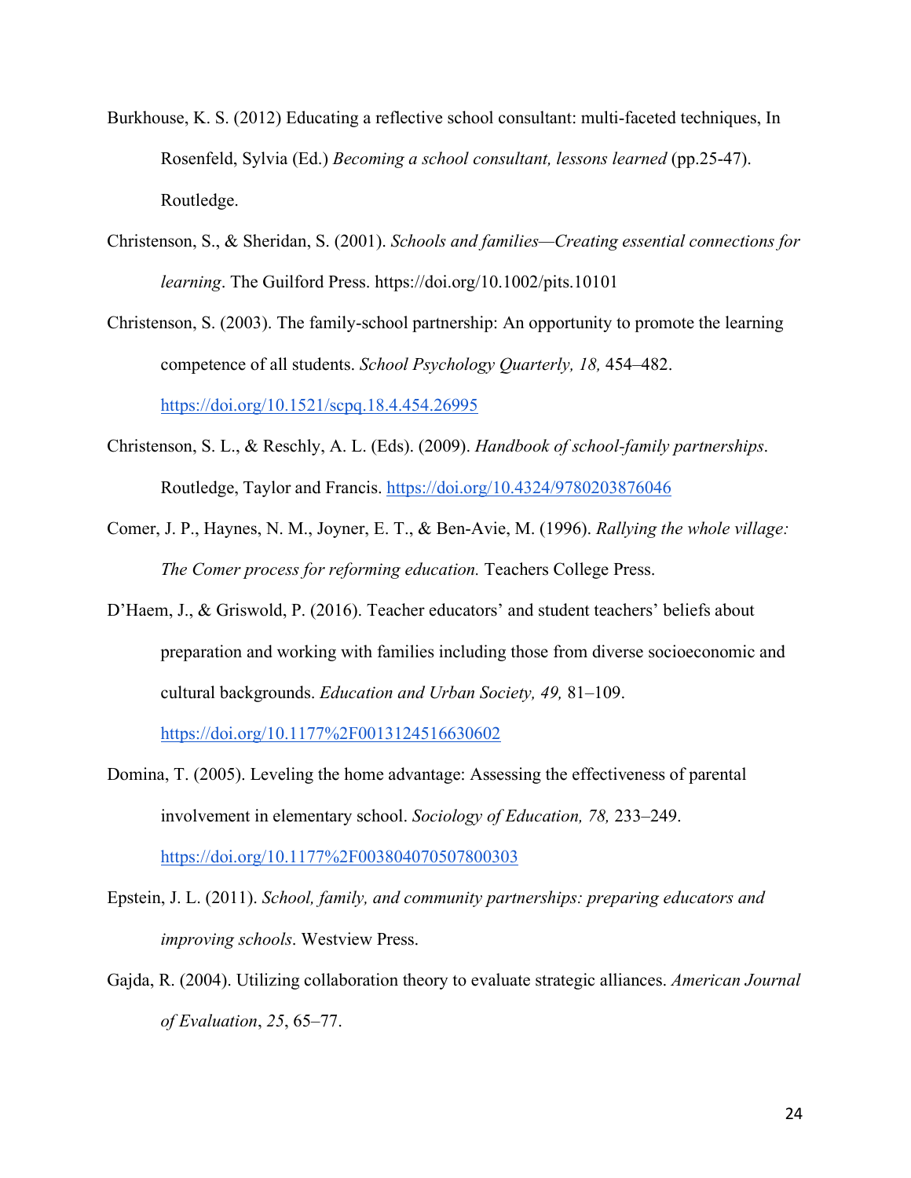Burkhouse, K. S. (2012) Educating a reflective school consultant: multi-faceted techniques, In Rosenfeld, Sylvia (Ed.) *Becoming a school consultant, lessons learned* (pp.25-47). Routledge.

Christenson, S., & Sheridan, S. (2001). *Schools and families—Creating essential connections for learning*. The Guilford Press. https://doi.org/10.1002/pits.10101

Christenson, S. (2003). The family-school partnership: An opportunity to promote the learning competence of all students. *School Psychology Quarterly, 18,* 454–482. https://doi.org/10.1521/scpq.18.4.454.26995

Christenson, S. L., & Reschly, A. L. (Eds). (2009). *Handbook of school-family partnerships*. Routledge, Taylor and Francis. https://doi.org/10.4324/9780203876046

Comer, J. P., Haynes, N. M., Joyner, E. T., & Ben-Avie, M. (1996). *Rallying the whole village: The Comer process for reforming education.* Teachers College Press.

D'Haem, J., & Griswold, P. (2016). Teacher educators' and student teachers' beliefs about preparation and working with families including those from diverse socioeconomic and cultural backgrounds. *Education and Urban Society, 49,* 81–109. https://doi.org/10.1177%2F0013124516630602

Domina, T. (2005). Leveling the home advantage: Assessing the effectiveness of parental involvement in elementary school. *Sociology of Education, 78,* 233–249. https://doi.org/10.1177%2F003804070507800303

Epstein, J. L. (2011). *School, family, and community partnerships: preparing educators and improving schools*. Westview Press.

Gajda, R. (2004). Utilizing collaboration theory to evaluate strategic alliances. *American Journal of Evaluation*, *25*, 65–77.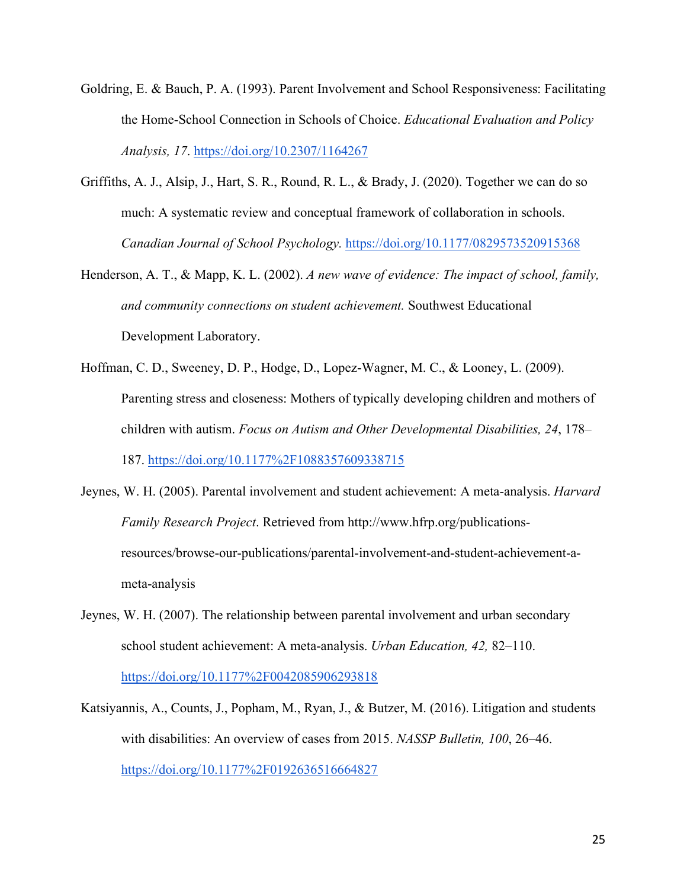Goldring, E. & Bauch, P. A. (1993). Parent Involvement and School Responsiveness: Facilitating the Home-School Connection in Schools of Choice. *Educational Evaluation and Policy Analysis, 17*. https://doi.org/10.2307/1164267

Griffiths, A. J., Alsip, J., Hart, S. R., Round, R. L., & Brady, J. (2020). Together we can do so much: A systematic review and conceptual framework of collaboration in schools. *Canadian Journal of School Psychology.* https://doi.org/10.1177/0829573520915368

Henderson, A. T., & Mapp, K. L. (2002). *A new wave of evidence: The impact of school, family, and community connections on student achievement.* Southwest Educational Development Laboratory.

Hoffman, C. D., Sweeney, D. P., Hodge, D., Lopez-Wagner, M. C., & Looney, L. (2009). Parenting stress and closeness: Mothers of typically developing children and mothers of children with autism. *Focus on Autism and Other Developmental Disabilities, 24*, 178–187. https://doi.org/10.1177%2F1088357609338715

Jeynes, W. H. (2005). Parental involvement and student achievement: A meta-analysis. *Harvard Family Research Project*. Retrieved from http://www.hfrp.org/publications-resources/browse-our-publications/parental-involvement-and-student-achievement-a-meta-analysis

Jeynes, W. H. (2007). The relationship between parental involvement and urban secondary school student achievement: A meta-analysis. *Urban Education, 42,* 82–110. https://doi.org/10.1177%2F0042085906293818

Katsiyannis, A., Counts, J., Popham, M., Ryan, J., & Butzer, M. (2016). Litigation and students with disabilities: An overview of cases from 2015. *NASSP Bulletin, 100*, 26–46. https://doi.org/10.1177%2F0192636516664827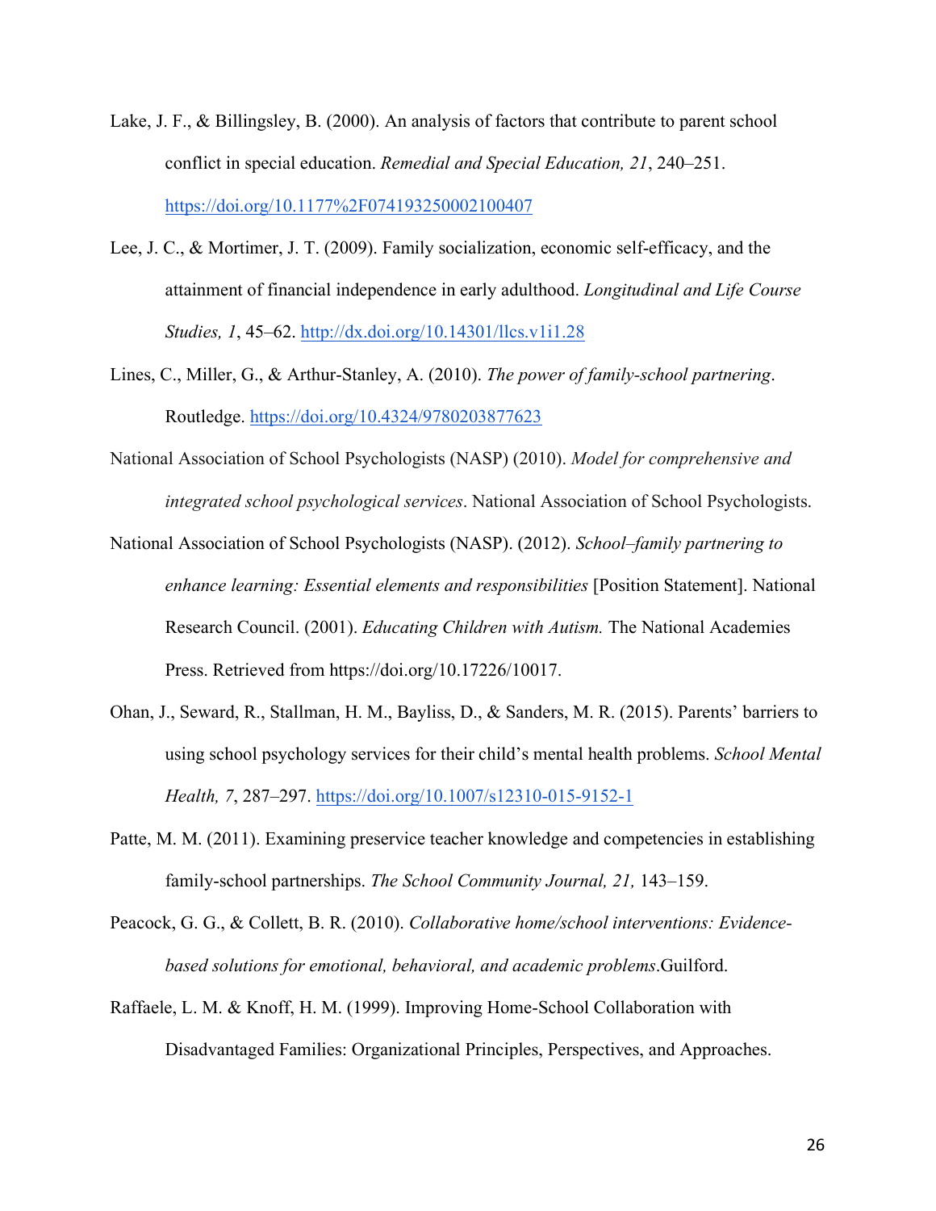Lake, J. F., & Billingsley, B. (2000). An analysis of factors that contribute to parent school conflict in special education. *Remedial and Special Education, 21*, 240–251. https://doi.org/10.1177%2F074193250002100407

Lee, J. C., & Mortimer, J. T. (2009). Family socialization, economic self-efficacy, and the attainment of financial independence in early adulthood. *Longitudinal and Life Course Studies, 1*, 45–62. http://dx.doi.org/10.14301/llcs.v1i1.28

Lines, C., Miller, G., & Arthur-Stanley, A. (2010). *The power of family-school partnering*. Routledge. https://doi.org/10.4324/9780203877623

National Association of School Psychologists (NASP) (2010). *Model for comprehensive and integrated school psychological services*. National Association of School Psychologists.

National Association of School Psychologists (NASP). (2012). *School–family partnering to enhance learning: Essential elements and responsibilities* [Position Statement]. National Research Council. (2001). *Educating Children with Autism.* The National Academies Press. Retrieved from https://doi.org/10.17226/10017.

Ohan, J., Seward, R., Stallman, H. M., Bayliss, D., & Sanders, M. R. (2015). Parents' barriers to using school psychology services for their child's mental health problems. *School Mental Health, 7*, 287–297. https://doi.org/10.1007/s12310-015-9152-1

Patte, M. M. (2011). Examining preservice teacher knowledge and competencies in establishing family-school partnerships. *The School Community Journal, 21,* 143–159.

Peacock, G. G., & Collett, B. R. (2010). *Collaborative home/school interventions: Evidence-based solutions for emotional, behavioral, and academic problems*.Guilford.

Raffaele, L. M. & Knoff, H. M. (1999). Improving Home-School Collaboration with Disadvantaged Families: Organizational Principles, Perspectives, and Approaches.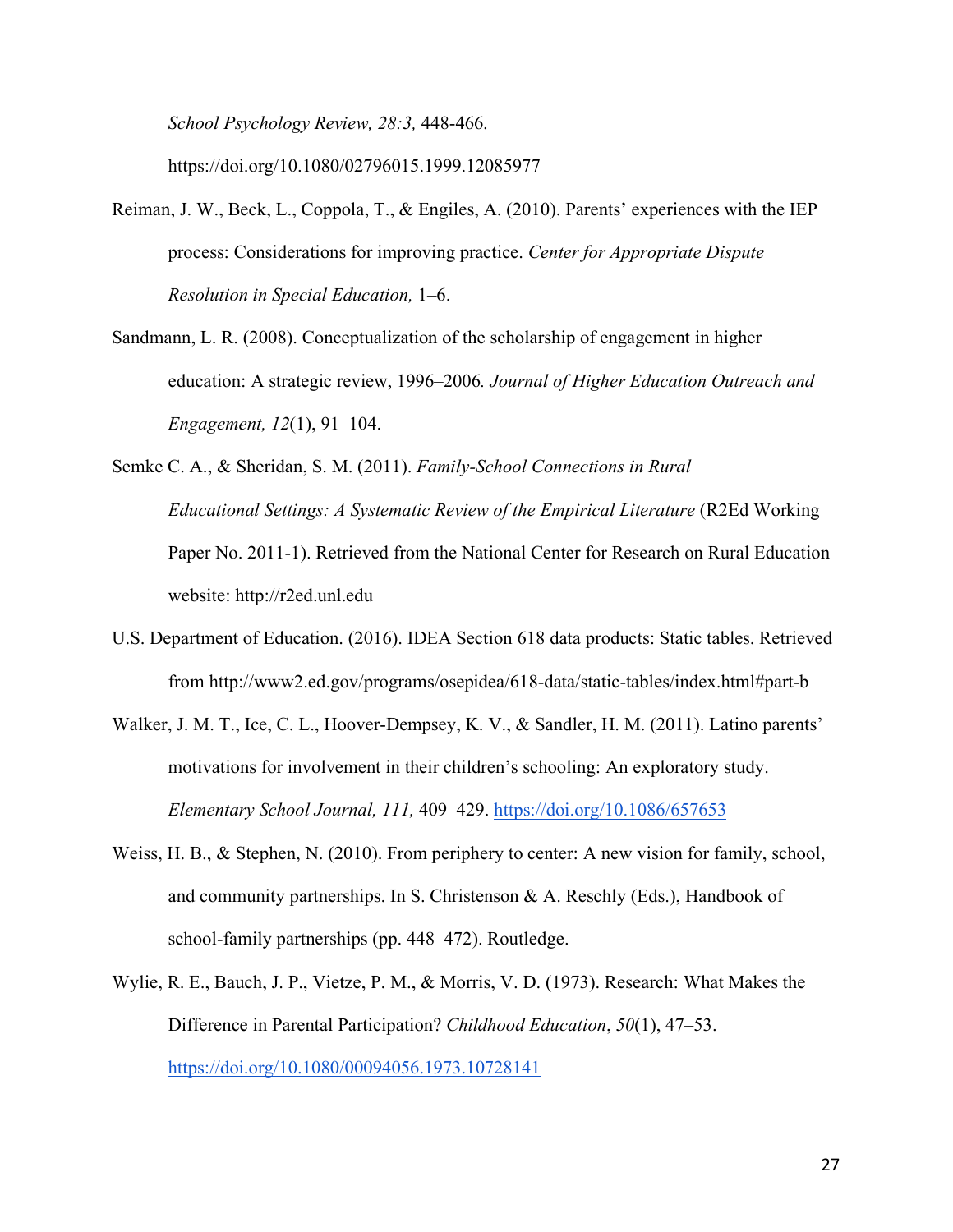*School Psychology Review, 28:3,* 448-466. https://doi.org/10.1080/02796015.1999.12085977

Reiman, J. W., Beck, L., Coppola, T., & Engiles, A. (2010). Parents' experiences with the IEP process: Considerations for improving practice. *Center for Appropriate Dispute Resolution in Special Education,* 1–6.

Sandmann, L. R. (2008). Conceptualization of the scholarship of engagement in higher education: A strategic review, 1996–2006*. Journal of Higher Education Outreach and Engagement, 12*(1), 91–104.

Semke C. A., & Sheridan, S. M. (2011). *Family-School Connections in Rural Educational Settings: A Systematic Review of the Empirical Literature* (R2Ed Working Paper No. 2011-1). Retrieved from the National Center for Research on Rural Education website: http://r2ed.unl.edu

U.S. Department of Education. (2016). IDEA Section 618 data products: Static tables. Retrieved from http://www2.ed.gov/programs/osepidea/618-data/static-tables/index.html#part-b

Walker, J. M. T., Ice, C. L., Hoover-Dempsey, K. V., & Sandler, H. M. (2011). Latino parents' motivations for involvement in their children's schooling: An exploratory study. *Elementary School Journal, 111,* 409–429. https://doi.org/10.1086/657653

Weiss, H. B., & Stephen, N. (2010). From periphery to center: A new vision for family, school, and community partnerships. In S. Christenson & A. Reschly (Eds.), Handbook of school-family partnerships (pp. 448–472). Routledge.

Wylie, R. E., Bauch, J. P., Vietze, P. M., & Morris, V. D. (1973). Research: What Makes the Difference in Parental Participation? *Childhood Education*, *50*(1), 47–53. https://doi.org/10.1080/00094056.1973.10728141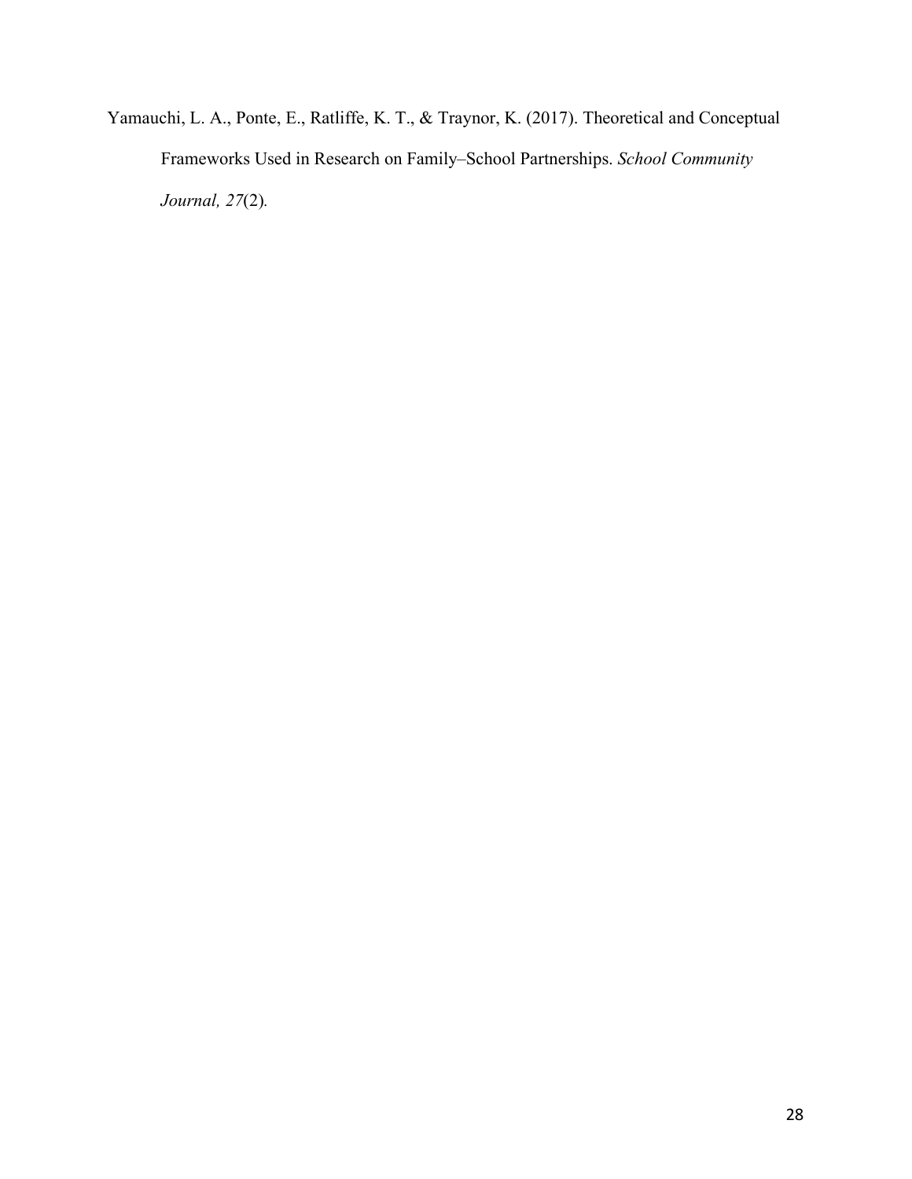Yamauchi, L. A., Ponte, E., Ratliffe, K. T., & Traynor, K. (2017). Theoretical and Conceptual Frameworks Used in Research on Family–School Partnerships. *School Community Journal, 27*(2).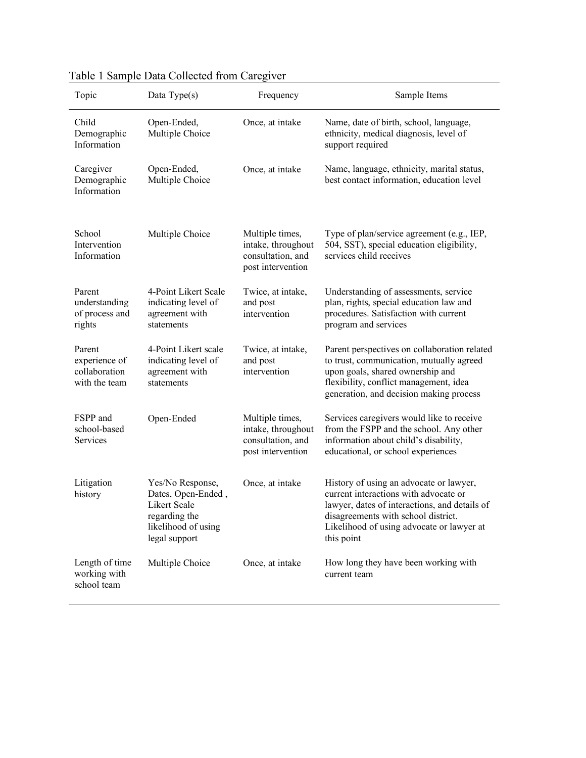Table 1 Sample Data Collected from Caregiver

| Topic | Data Type(s) | Frequency | Sample Items |
|---|---|---|---|
| Child Demographic Information | Open-Ended, Multiple Choice | Once, at intake | Name, date of birth, school, language, ethnicity, medical diagnosis, level of support required |
| Caregiver Demographic Information | Open-Ended, Multiple Choice | Once, at intake | Name, language, ethnicity, marital status, best contact information, education level |
| School Intervention Information | Multiple Choice | Multiple times, intake, throughout consultation, and post intervention | Type of plan/service agreement (e.g., IEP, 504, SST), special education eligibility, services child receives |
| Parent understanding of process and rights | 4-Point Likert Scale indicating level of agreement with statements | Twice, at intake, and post intervention | Understanding of assessments, service plan, rights, special education law and procedures. Satisfaction with current program and services |
| Parent experience of collaboration with the team | 4-Point Likert scale indicating level of agreement with statements | Twice, at intake, and post intervention | Parent perspectives on collaboration related to trust, communication, mutually agreed upon goals, shared ownership and flexibility, conflict management, idea generation, and decision making process |
| FSPP and school-based Services | Open-Ended | Multiple times, intake, throughout consultation, and post intervention | Services caregivers would like to receive from the FSPP and the school. Any other information about child's disability, educational, or school experiences |
| Litigation history | Yes/No Response, Dates, Open-Ended , Likert Scale regarding the likelihood of using legal support | Once, at intake | History of using an advocate or lawyer, current interactions with advocate or lawyer, dates of interactions, and details of disagreements with school district. Likelihood of using advocate or lawyer at this point |
| Length of time working with school team | Multiple Choice | Once, at intake | How long they have been working with current team |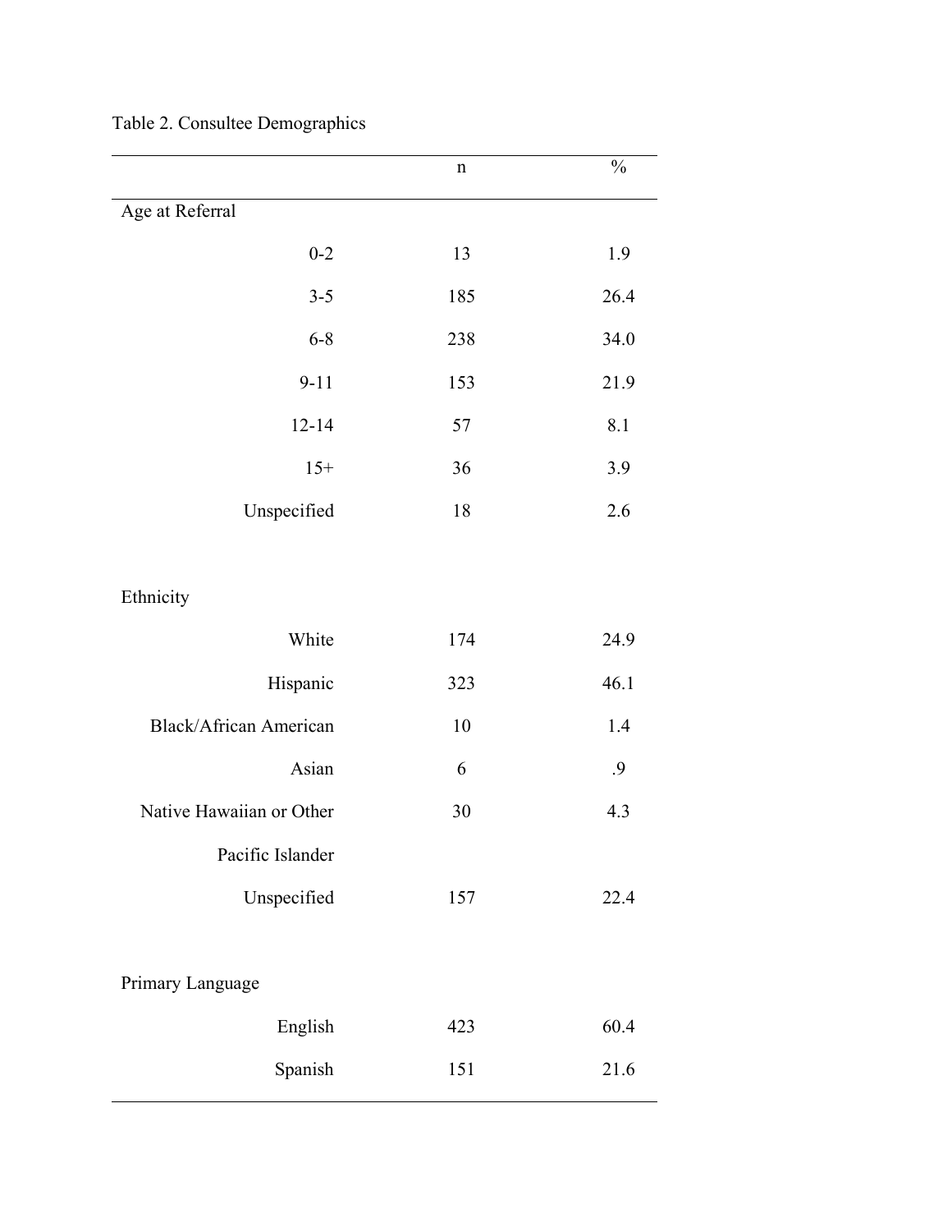Table 2. Consultee Demographics

| | n | % |
|---|---|---|
| Age at Referral | | |
| 0-2 | 13 | 1.9 |
| 3-5 | 185 | 26.4 |
| 6-8 | 238 | 34.0 |
| 9-11 | 153 | 21.9 |
| 12-14 | 57 | 8.1 |
| 15+ | 36 | 3.9 |
| Unspecified | 18 | 2.6 |
| | | |
| Ethnicity | | |
| White | 174 | 24.9 |
| Hispanic | 323 | 46.1 |
| Black/African American | 10 | 1.4 |
| Asian | 6 | .9 |
| Native Hawaiian or Other Pacific Islander | 30 | 4.3 |
| Unspecified | 157 | 22.4 |
| | | |
| Primary Language | | |
| English | 423 | 60.4 |
| Spanish | 151 | 21.6 |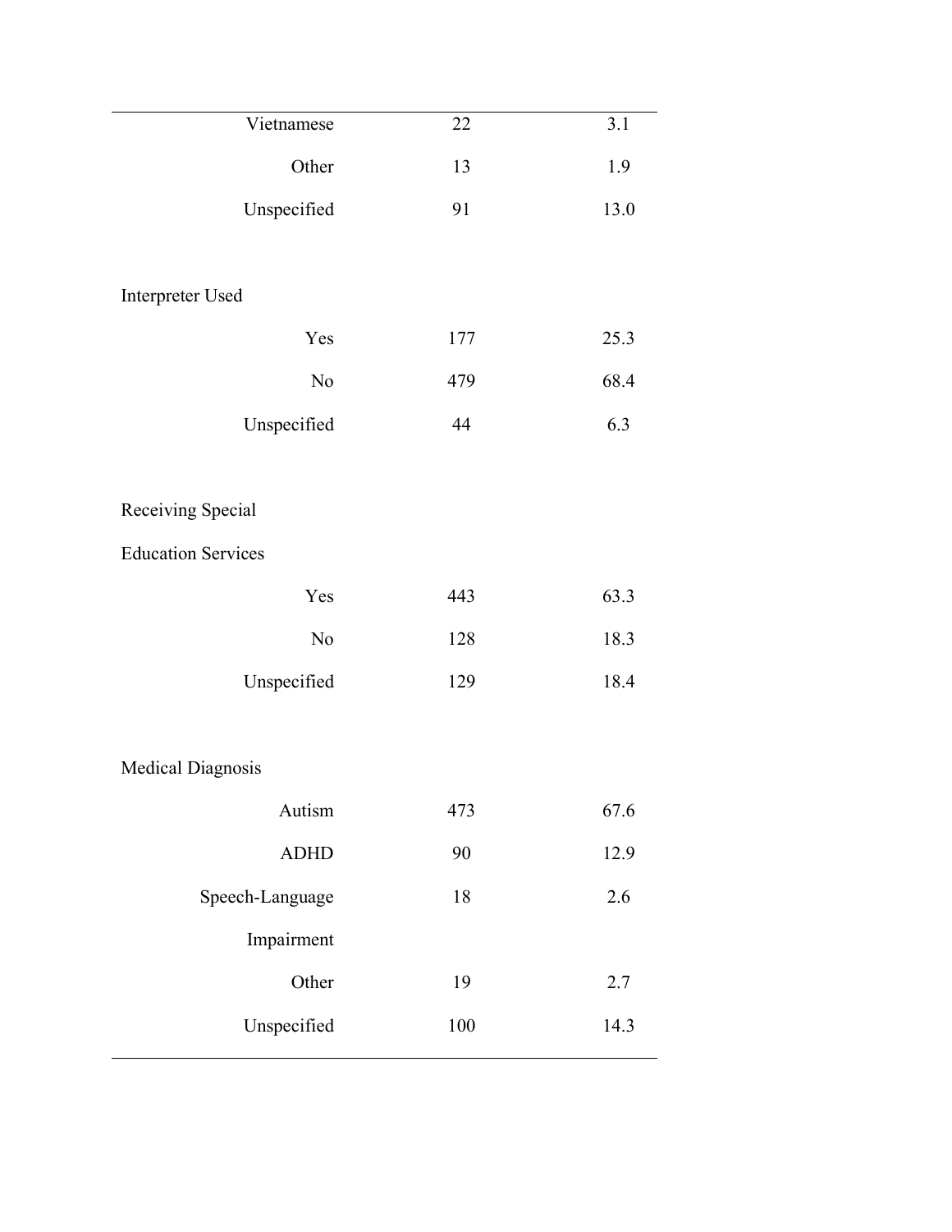| | | |
|---|---|---|
| Vietnamese | 22 | 3.1 |
| Other | 13 | 1.9 |
| Unspecified | 91 | 13.0 |
| | | |
| Interpreter Used | | |
| Yes | 177 | 25.3 |
| No | 479 | 68.4 |
| Unspecified | 44 | 6.3 |
| | | |
| Receiving Special Education Services | | |
| Yes | 443 | 63.3 |
| No | 128 | 18.3 |
| Unspecified | 129 | 18.4 |
| | | |
| Medical Diagnosis | | |
| Autism | 473 | 67.6 |
| ADHD | 90 | 12.9 |
| Speech-Language Impairment | 18 | 2.6 |
| Other | 19 | 2.7 |
| Unspecified | 100 | 14.3 |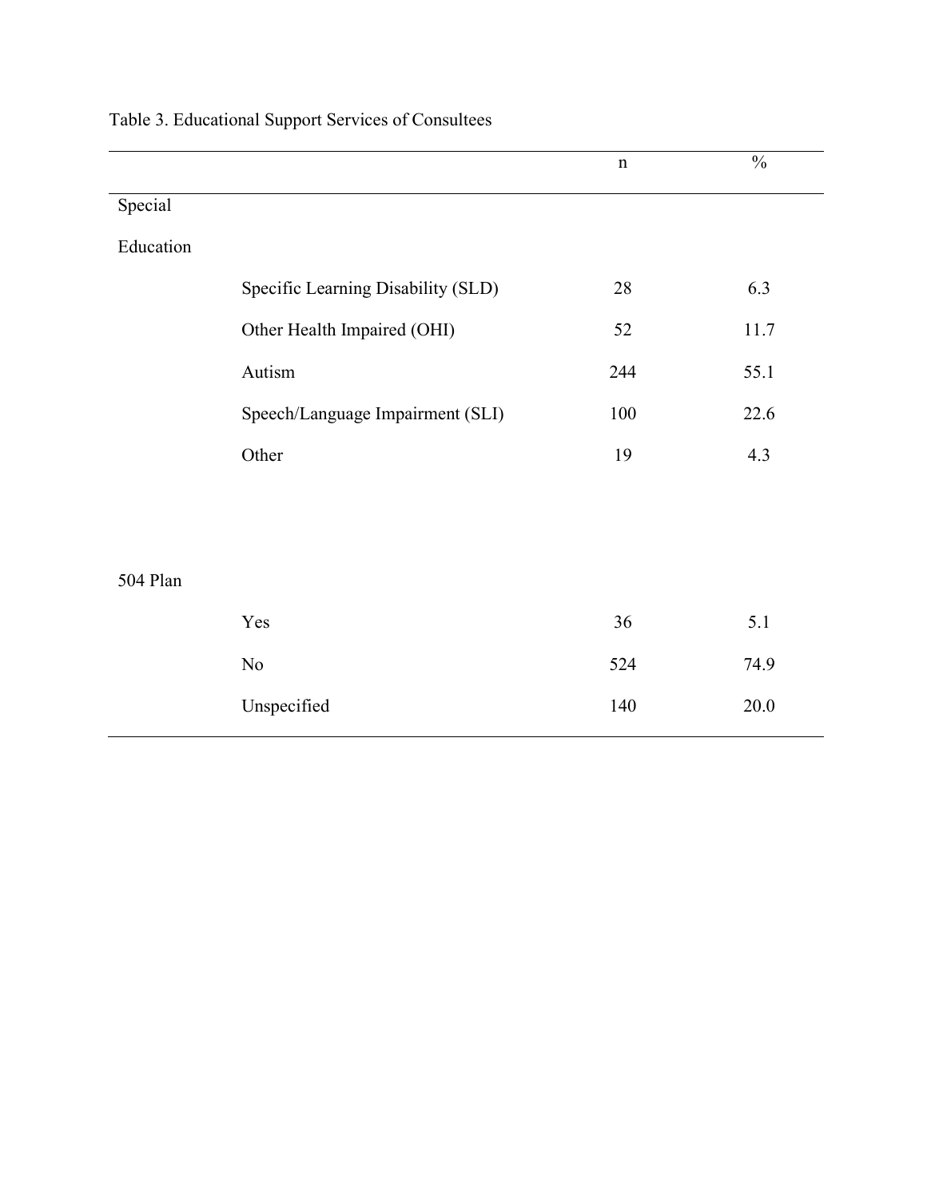Table 3. Educational Support Services of Consultees

| | | n | % |
|---|---|---|---|
| Special Education | | | |
| | Specific Learning Disability (SLD) | 28 | 6.3 |
| | Other Health Impaired (OHI) | 52 | 11.7 |
| | Autism | 244 | 55.1 |
| | Speech/Language Impairment (SLI) | 100 | 22.6 |
| | Other | 19 | 4.3 |
| 504 Plan | | | |
| | Yes | 36 | 5.1 |
| | No | 524 | 74.9 |
| | Unspecified | 140 | 20.0 |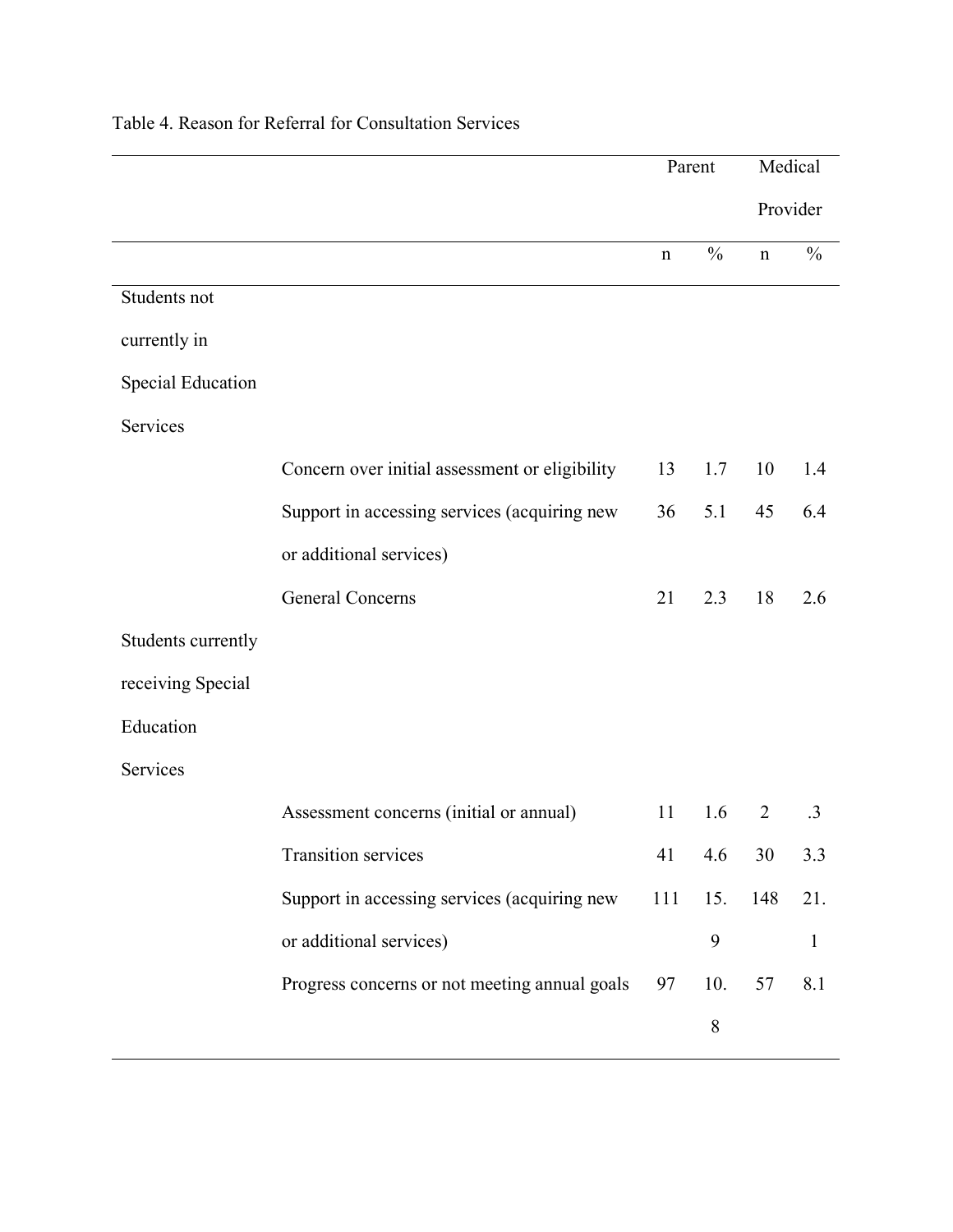Table 4. Reason for Referral for Consultation Services

| | | Parent | | Medical Provider | |
|---|---|---|---|---|---|
| | | n | % | n | % |
| Students not currently in Special Education Services | | | | | |
| | Concern over initial assessment or eligibility | 13 | 1.7 | 10 | 1.4 |
| | Support in accessing services (acquiring new or additional services) | 36 | 5.1 | 45 | 6.4 |
| | General Concerns | 21 | 2.3 | 18 | 2.6 |
| Students currently receiving Special Education Services | | | | | |
| | Assessment concerns (initial or annual) | 11 | 1.6 | 2 | .3 |
| | Transition services | 41 | 4.6 | 30 | 3.3 |
| | Support in accessing services (acquiring new or additional services) | 111 | 15.9 | 148 | 21.1 |
| | Progress concerns or not meeting annual goals | 97 | 10.8 | 57 | 8.1 |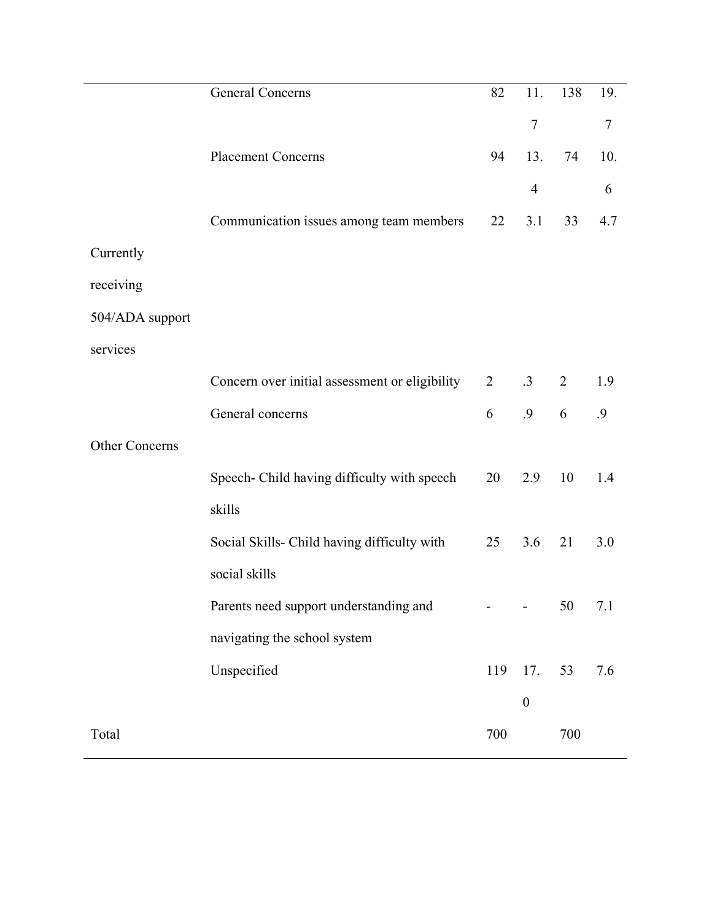| | | | | | |
|---|---|---|---|---|---|
| | General Concerns | 82 | 11.7 | 138 | 19.7 |
| | Placement Concerns | 94 | 13.4 | 74 | 10.6 |
| | Communication issues among team members | 22 | 3.1 | 33 | 4.7 |
| Currently receiving 504/ADA support services | | | | | |
| | Concern over initial assessment or eligibility | 2 | .3 | 2 | 1.9 |
| | General concerns | 6 | .9 | 6 | .9 |
| Other Concerns | | | | | |
| | Speech- Child having difficulty with speech skills | 20 | 2.9 | 10 | 1.4 |
| | Social Skills- Child having difficulty with social skills | 25 | 3.6 | 21 | 3.0 |
| | Parents need support understanding and navigating the school system | - | - | 50 | 7.1 |
| | Unspecified | 119 | 17.0 | 53 | 7.6 |
| Total | | 700 | | 700 | |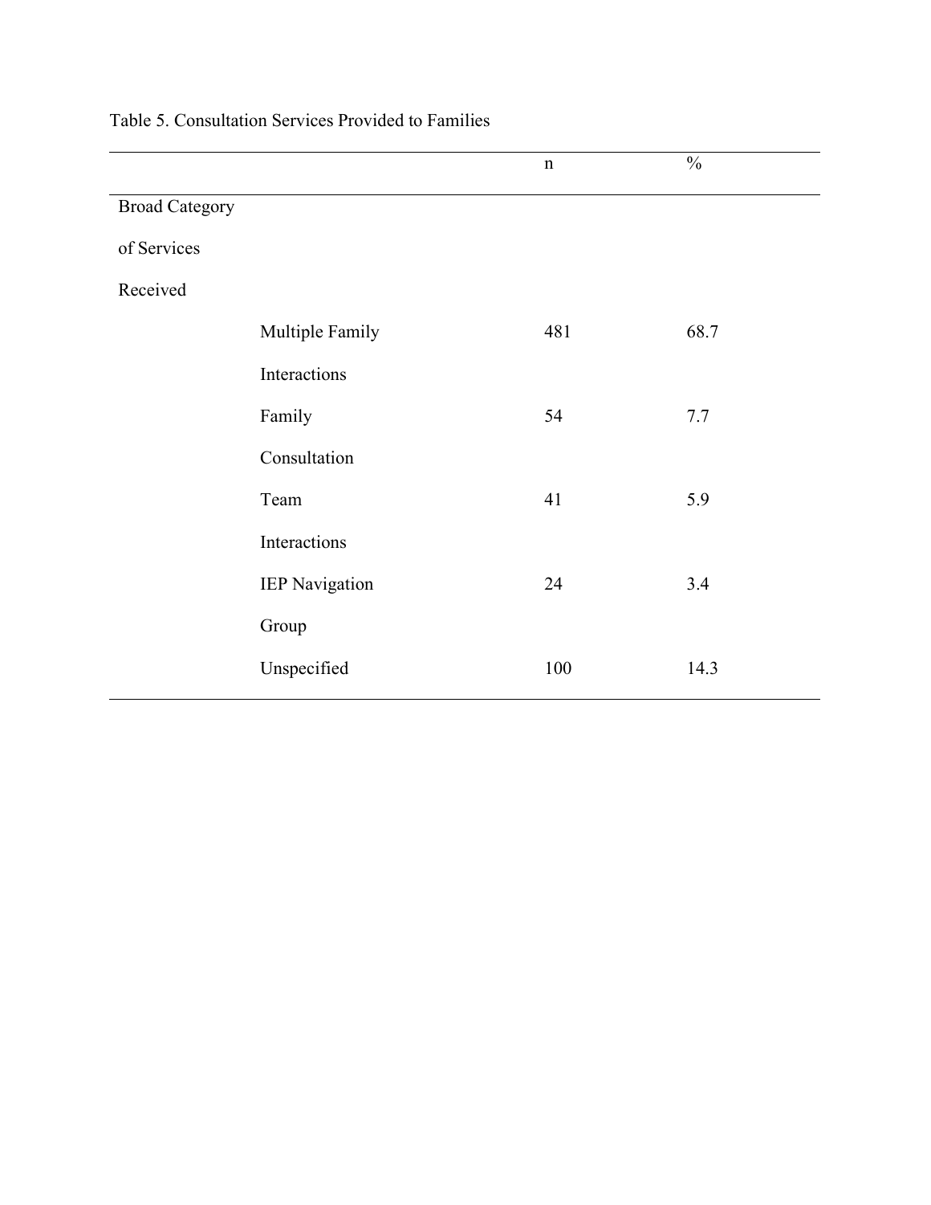Table 5. Consultation Services Provided to Families

| | | n | % |
|---|---|---|---|
| Broad Category of Services Received | | | |
| | Multiple Family Interactions | 481 | 68.7 |
| | Family Consultation | 54 | 7.7 |
| | Team Interactions | 41 | 5.9 |
| | IEP Navigation Group | 24 | 3.4 |
| | Unspecified | 100 | 14.3 |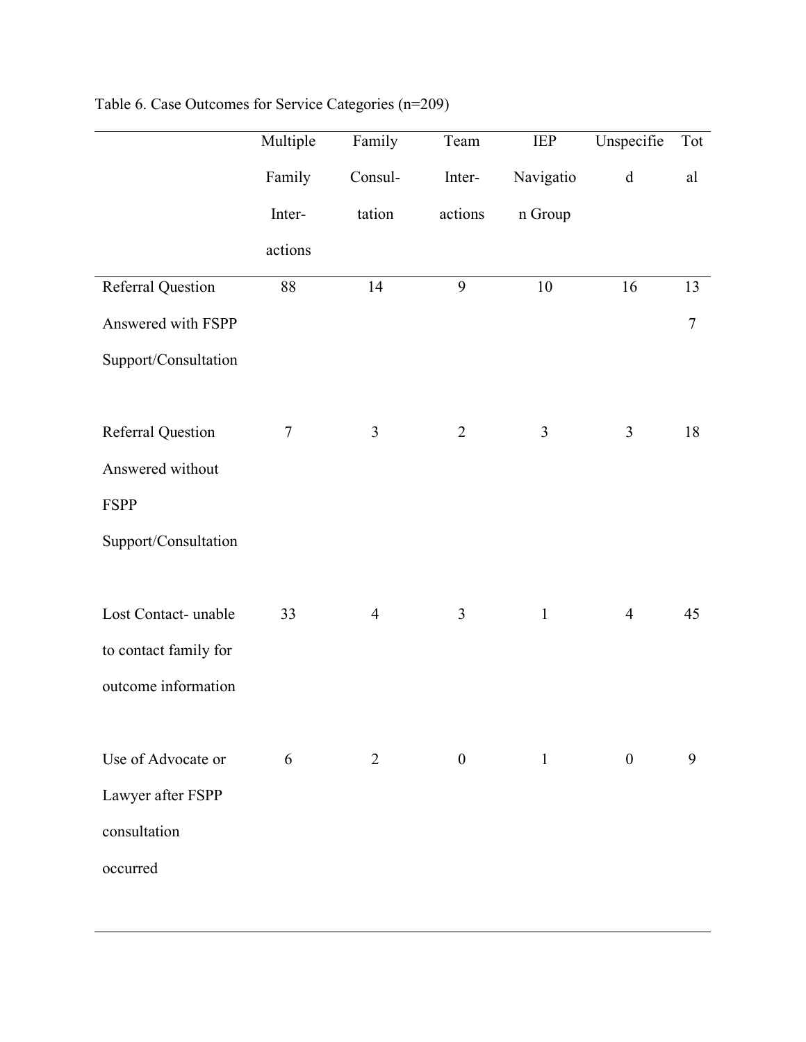Table 6. Case Outcomes for Service Categories (n=209)

| | Multiple Family Inter-actions | Family Consul-tation | Team Inter-actions | IEP Navigation Group | Unspecified | Total |
|---|---|---|---|---|---|---|
| Referral Question Answered with FSPP Support/Consultation | 88 | 14 | 9 | 10 | 16 | 137 |
| Referral Question Answered without FSPP Support/Consultation | 7 | 3 | 2 | 3 | 3 | 18 |
| Lost Contact- unable to contact family for outcome information | 33 | 4 | 3 | 1 | 4 | 45 |
| Use of Advocate or Lawyer after FSPP consultation occurred | 6 | 2 | 0 | 1 | 0 | 9 |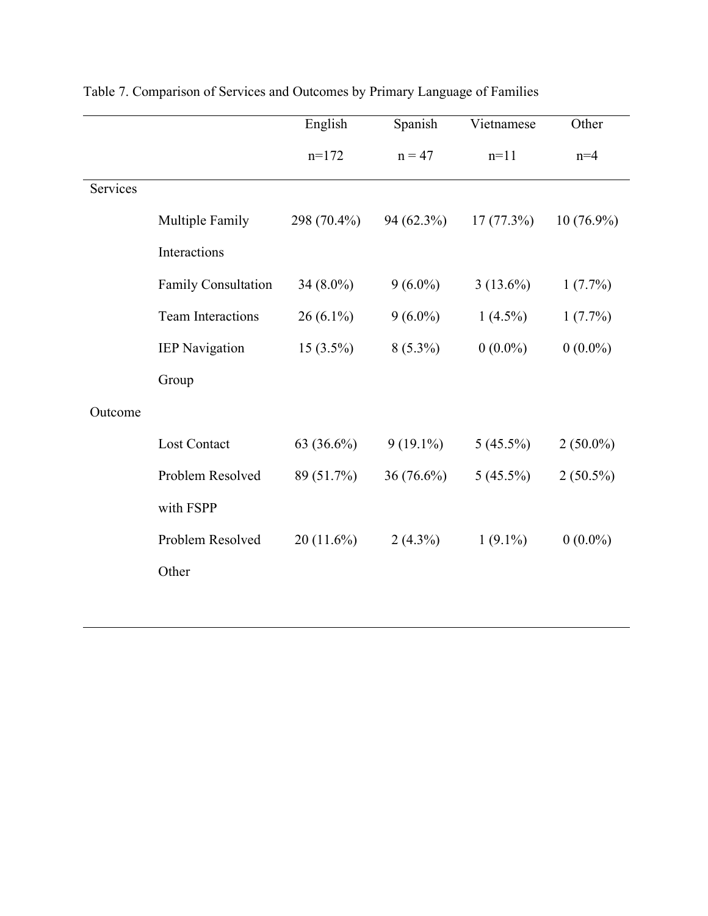Table 7. Comparison of Services and Outcomes by Primary Language of Families

| | | English n=172 | Spanish n = 47 | Vietnamese n=11 | Other n=4 |
|---|---|---|---|---|---|
| Services | | | | | |
| | Multiple Family Interactions | 298 (70.4%) | 94 (62.3%) | 17 (77.3%) | 10 (76.9%) |
| | Family Consultation | 34 (8.0%) | 9 (6.0%) | 3 (13.6%) | 1 (7.7%) |
| | Team Interactions | 26 (6.1%) | 9 (6.0%) | 1 (4.5%) | 1 (7.7%) |
| | IEP Navigation Group | 15 (3.5%) | 8 (5.3%) | 0 (0.0%) | 0 (0.0%) |
| Outcome | | | | | |
| | Lost Contact | 63 (36.6%) | 9 (19.1%) | 5 (45.5%) | 2 (50.0%) |
| | Problem Resolved with FSPP | 89 (51.7%) | 36 (76.6%) | 5 (45.5%) | 2 (50.5%) |
| | Problem Resolved Other | 20 (11.6%) | 2 (4.3%) | 1 (9.1%) | 0 (0.0%) |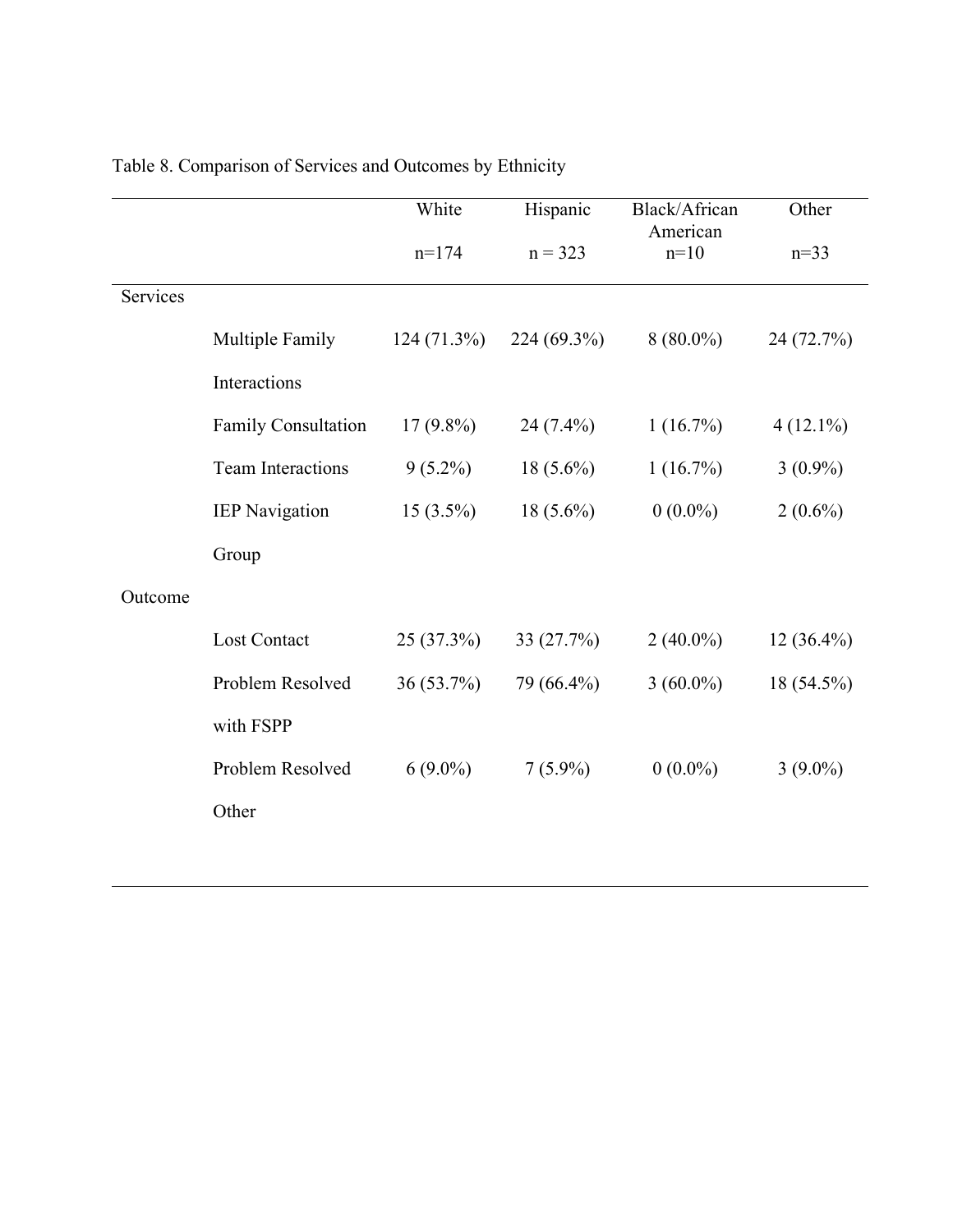Table 8. Comparison of Services and Outcomes by Ethnicity

| | | White n=174 | Hispanic n = 323 | Black/African American n=10 | Other n=33 |
|---|---|---|---|---|---|
| Services | | | | | |
| | Multiple Family Interactions | 124 (71.3%) | 224 (69.3%) | 8 (80.0%) | 24 (72.7%) |
| | Family Consultation | 17 (9.8%) | 24 (7.4%) | 1 (16.7%) | 4 (12.1%) |
| | Team Interactions | 9 (5.2%) | 18 (5.6%) | 1 (16.7%) | 3 (0.9%) |
| | IEP Navigation Group | 15 (3.5%) | 18 (5.6%) | 0 (0.0%) | 2 (0.6%) |
| Outcome | | | | | |
| | Lost Contact | 25 (37.3%) | 33 (27.7%) | 2 (40.0%) | 12 (36.4%) |
| | Problem Resolved with FSPP | 36 (53.7%) | 79 (66.4%) | 3 (60.0%) | 18 (54.5%) |
| | Problem Resolved Other | 6 (9.0%) | 7 (5.9%) | 0 (0.0%) | 3 (9.0%) |